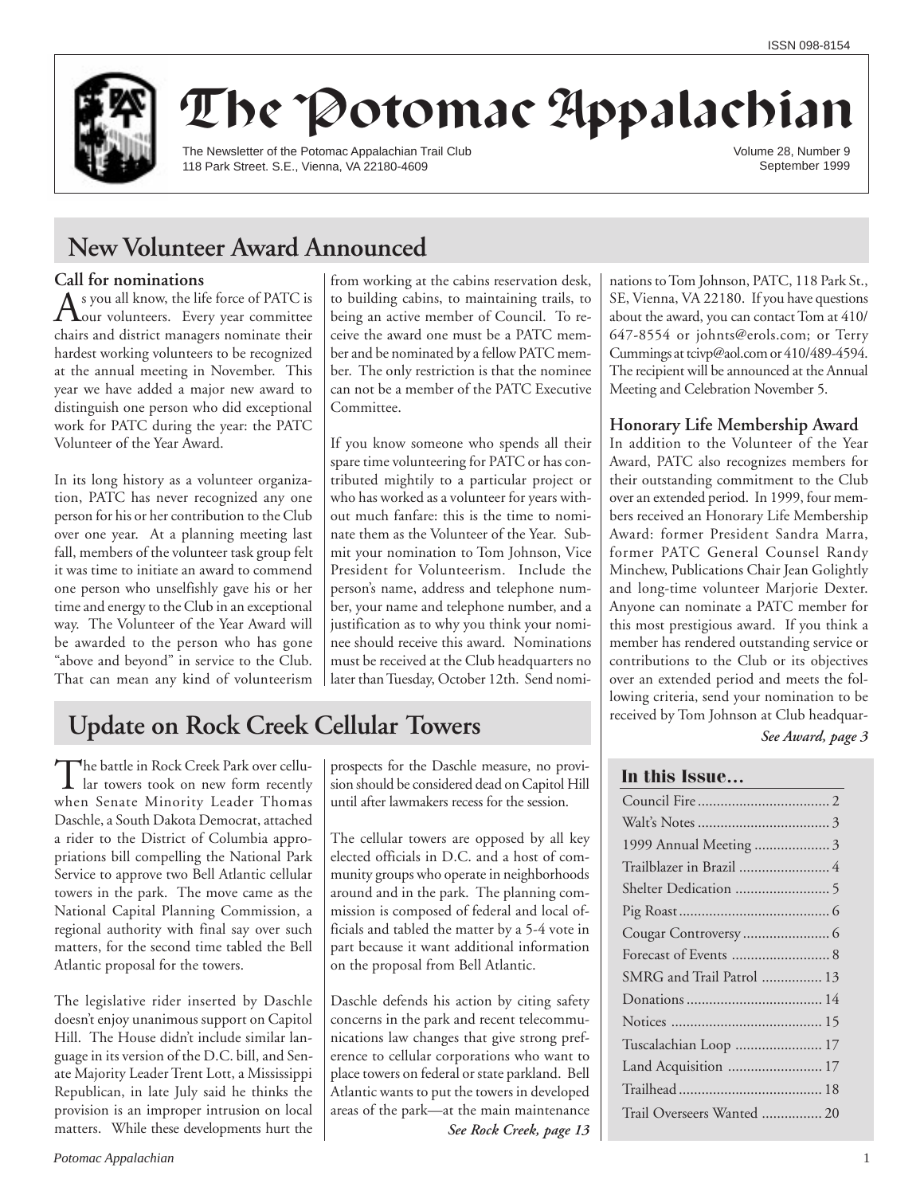ISSN 098-8154

# The Potomac Appalachian

The Newsletter of the Potomac Appalachian Trail Club
118 Park Street. S.E., Vienna, VA 22180-4609

Volume 28, Number 9
September 1999

## New Volunteer Award Announced

### Call for nominations

As you all know, the life force of PATC is our volunteers. Every year committee chairs and district managers nominate their hardest working volunteers to be recognized at the annual meeting in November. This year we have added a major new award to distinguish one person who did exceptional work for PATC during the year: the PATC Volunteer of the Year Award.

In its long history as a volunteer organization, PATC has never recognized any one person for his or her contribution to the Club over one year. At a planning meeting last fall, members of the volunteer task group felt it was time to initiate an award to commend one person who unselfishly gave his or her time and energy to the Club in an exceptional way. The Volunteer of the Year Award will be awarded to the person who has gone "above and beyond" in service to the Club. That can mean any kind of volunteerism from working at the cabins reservation desk, to building cabins, to maintaining trails, to being an active member of Council. To receive the award one must be a PATC member and be nominated by a fellow PATC member. The only restriction is that the nominee can not be a member of the PATC Executive Committee.

If you know someone who spends all their spare time volunteering for PATC or has contributed mightily to a particular project or who has worked as a volunteer for years without much fanfare: this is the time to nominate them as the Volunteer of the Year. Submit your nomination to Tom Johnson, Vice President for Volunteerism. Include the person's name, address and telephone number, your name and telephone number, and a justification as to why you think your nominee should receive this award. Nominations must be received at the Club headquarters no later than Tuesday, October 12th. Send nominations to Tom Johnson, PATC, 118 Park St., SE, Vienna, VA 22180. If you have questions about the award, you can contact Tom at 410/647-8554 or johnts@erols.com; or Terry Cummings at tcivp@aol.com or 410/489-4594. The recipient will be announced at the Annual Meeting and Celebration November 5.

### Honorary Life Membership Award

In addition to the Volunteer of the Year Award, PATC also recognizes members for their outstanding commitment to the Club over an extended period. In 1999, four members received an Honorary Life Membership Award: former President Sandra Marra, former PATC General Counsel Randy Minchew, Publications Chair Jean Golightly and long-time volunteer Marjorie Dexter. Anyone can nominate a PATC member for this most prestigious award. If you think a member has rendered outstanding service or contributions to the Club or its objectives over an extended period and meets the following criteria, send your nomination to be received by Tom Johnson at Club headquar-

*See Award, page 3*

## Update on Rock Creek Cellular Towers

The battle in Rock Creek Park over cellular towers took on new form recently when Senate Minority Leader Thomas Daschle, a South Dakota Democrat, attached a rider to the District of Columbia appropriations bill compelling the National Park Service to approve two Bell Atlantic cellular towers in the park. The move came as the National Capital Planning Commission, a regional authority with final say over such matters, for the second time tabled the Bell Atlantic proposal for the towers.

The legislative rider inserted by Daschle doesn't enjoy unanimous support on Capitol Hill. The House didn't include similar language in its version of the D.C. bill, and Senate Majority Leader Trent Lott, a Mississippi Republican, in late July said he thinks the provision is an improper intrusion on local matters. While these developments hurt the prospects for the Daschle measure, no provision should be considered dead on Capitol Hill until after lawmakers recess for the session.

The cellular towers are opposed by all key elected officials in D.C. and a host of community groups who operate in neighborhoods around and in the park. The planning commission is composed of federal and local officials and tabled the matter by a 5-4 vote in part because it want additional information on the proposal from Bell Atlantic.

Daschle defends his action by citing safety concerns in the park and recent telecommunications law changes that give strong preference to cellular corporations who want to place towers on federal or state parkland. Bell Atlantic wants to put the towers in developed areas of the park—at the main maintenance

*See Rock Creek, page 13*

### In this Issue...

| | |
|---|---|
| Council Fire | 2 |
| Walt's Notes | 3 |
| 1999 Annual Meeting | 3 |
| Trailblazer in Brazil | 4 |
| Shelter Dedication | 5 |
| Pig Roast | 6 |
| Cougar Controversy | 6 |
| Forecast of Events | 8 |
| SMRG and Trail Patrol | 13 |
| Donations | 14 |
| Notices | 15 |
| Tuscalachian Loop | 17 |
| Land Acquisition | 17 |
| Trailhead | 18 |
| Trail Overseers Wanted | 20 |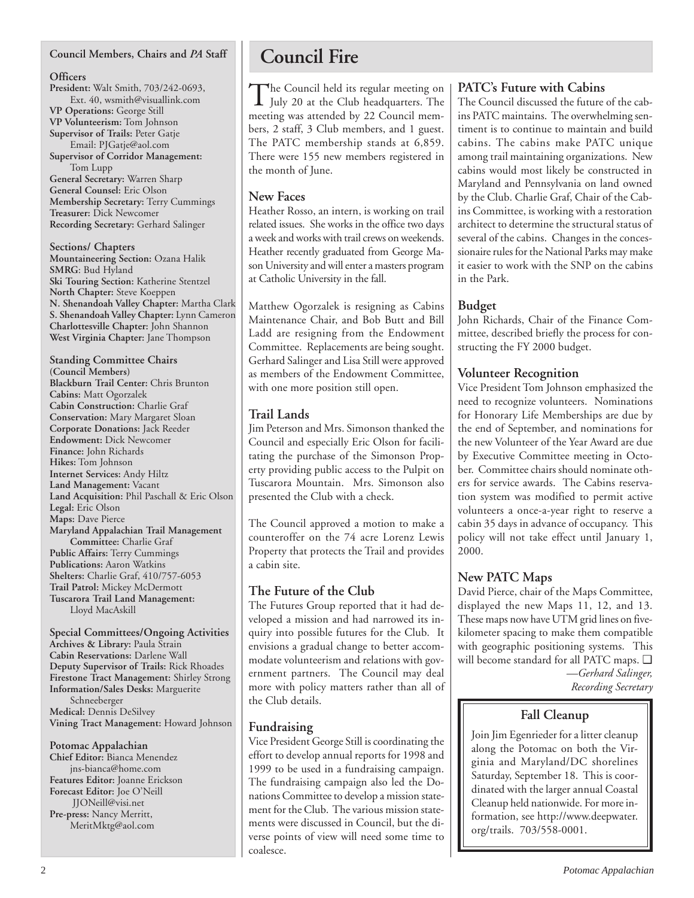**Council Members, Chairs and *PA* Staff**

**Officers**

**President:** Walt Smith, 703/242-0693, Ext. 40, wsmith@visuallink.com
**VP Operations:** George Still
**VP Volunteerism:** Tom Johnson
**Supervisor of Trails:** Peter Gatje Email: PJGatje@aol.com
**Supervisor of Corridor Management:** Tom Lupp
**General Secretary:** Warren Sharp
**General Counsel:** Eric Olson
**Membership Secretary:** Terry Cummings
**Treasurer:** Dick Newcomer
**Recording Secretary:** Gerhard Salinger

**Sections/ Chapters**

**Mountaineering Section:** Ozana Halik
**SMRG**: Bud Hyland
**Ski Touring Section:** Katherine Stentzel
**North Chapter:** Steve Koeppen
**N. Shenandoah Valley Chapter:** Martha Clark
**S. Shenandoah Valley Chapter:** Lynn Cameron
**Charlottesville Chapter:** John Shannon
**West Virginia Chapter:** Jane Thompson

**Standing Committee Chairs (Council Members)**

**Blackburn Trail Center:** Chris Brunton
**Cabins:** Matt Ogorzalek
**Cabin Construction:** Charlie Graf
**Conservation:** Mary Margaret Sloan
**Corporate Donations:** Jack Reeder
**Endowment:** Dick Newcomer
**Finance:** John Richards
**Hikes:** Tom Johnson
**Internet Services:** Andy Hiltz
**Land Management:** Vacant
**Land Acquisition:** Phil Paschall & Eric Olson
**Legal:** Eric Olson
**Maps:** Dave Pierce
**Maryland Appalachian Trail Management Committee:** Charlie Graf
**Public Affairs:** Terry Cummings
**Publications:** Aaron Watkins
**Shelters:** Charlie Graf, 410/757-6053
**Trail Patrol:** Mickey McDermott
**Tuscarora Trail Land Management:** Lloyd MacAskill

**Special Committees/Ongoing Activities**

**Archives & Library:** Paula Strain
**Cabin Reservations:** Darlene Wall
**Deputy Supervisor of Trails:** Rick Rhoades
**Firestone Tract Management:** Shirley Strong
**Information/Sales Desks:** Marguerite Schneeberger
**Medical:** Dennis DeSilvey
**Vining Tract Management:** Howard Johnson

**Potomac Appalachian**

**Chief Editor:** Bianca Menendez jns-bianca@home.com
**Features Editor:** Joanne Erickson
**Forecast Editor:** Joe O'Neill JJONeill@visi.net
**Pre-press:** Nancy Merritt, MeritMktg@aol.com

# Council Fire

The Council held its regular meeting on July 20 at the Club headquarters. The meeting was attended by 22 Council members, 2 staff, 3 Club members, and 1 guest. The PATC membership stands at 6,859. There were 155 new members registered in the month of June.

## New Faces

Heather Rosso, an intern, is working on trail related issues. She works in the office two days a week and works with trail crews on weekends. Heather recently graduated from George Mason University and will enter a masters program at Catholic University in the fall.

Matthew Ogorzalek is resigning as Cabins Maintenance Chair, and Bob Butt and Bill Ladd are resigning from the Endowment Committee. Replacements are being sought. Gerhard Salinger and Lisa Still were approved as members of the Endowment Committee, with one more position still open.

## Trail Lands

Jim Peterson and Mrs. Simonson thanked the Council and especially Eric Olson for facilitating the purchase of the Simonson Property providing public access to the Pulpit on Tuscarora Mountain. Mrs. Simonson also presented the Club with a check.

The Council approved a motion to make a counteroffer on the 74 acre Lorenz Lewis Property that protects the Trail and provides a cabin site.

## The Future of the Club

The Futures Group reported that it had developed a mission and had narrowed its inquiry into possible futures for the Club. It envisions a gradual change to better accommodate volunteerism and relations with government partners. The Council may deal more with policy matters rather than all of the Club details.

## Fundraising

Vice President George Still is coordinating the effort to develop annual reports for 1998 and 1999 to be used in a fundraising campaign. The fundraising campaign also led the Donations Committee to develop a mission statement for the Club. The various mission statements were discussed in Council, but the diverse points of view will need some time to coalesce.

## PATC's Future with Cabins

The Council discussed the future of the cabins PATC maintains. The overwhelming sentiment is to continue to maintain and build cabins. The cabins make PATC unique among trail maintaining organizations. New cabins would most likely be constructed in Maryland and Pennsylvania on land owned by the Club. Charlie Graf, Chair of the Cabins Committee, is working with a restoration architect to determine the structural status of several of the cabins. Changes in the concessionaire rules for the National Parks may make it easier to work with the SNP on the cabins in the Park.

## Budget

John Richards, Chair of the Finance Committee, described briefly the process for constructing the FY 2000 budget.

## Volunteer Recognition

Vice President Tom Johnson emphasized the need to recognize volunteers. Nominations for Honorary Life Memberships are due by the end of September, and nominations for the new Volunteer of the Year Award are due by Executive Committee meeting in October. Committee chairs should nominate others for service awards. The Cabins reservation system was modified to permit active volunteers a once-a-year right to reserve a cabin 35 days in advance of occupancy. This policy will not take effect until January 1, 2000.

## New PATC Maps

David Pierce, chair of the Maps Committee, displayed the new Maps 11, 12, and 13. These maps now have UTM grid lines on five-kilometer spacing to make them compatible with geographic positioning systems. This will become standard for all PATC maps. ❑

*—Gerhard Salinger, Recording Secretary*

### Fall Cleanup

Join Jim Egenrieder for a litter cleanup along the Potomac on both the Virginia and Maryland/DC shorelines Saturday, September 18. This is coordinated with the larger annual Coastal Cleanup held nationwide. For more information, see http://www.deepwater.org/trails. 703/558-0001.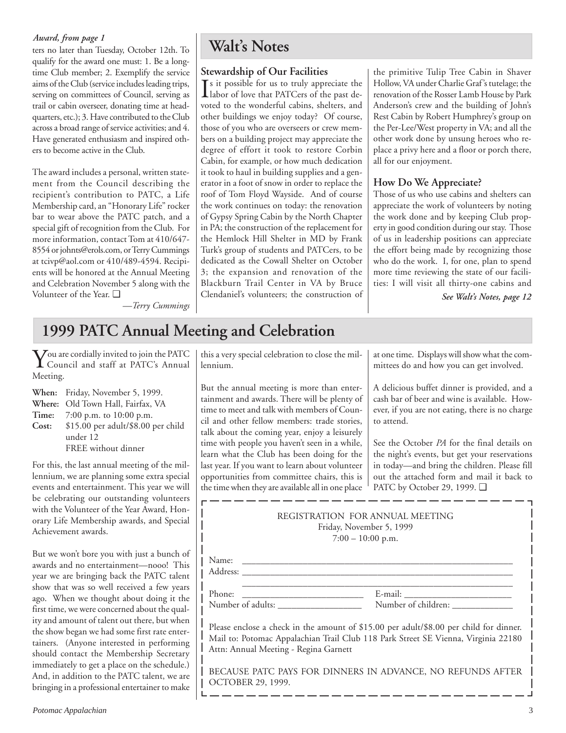*Award, from page 1*

ters no later than Tuesday, October 12th. To qualify for the award one must: 1. Be a long-time Club member; 2. Exemplify the service aims of the Club (service includes leading trips, serving on committees of Council, serving as trail or cabin overseer, donating time at headquarters, etc.); 3. Have contributed to the Club across a broad range of service activities; and 4. Have generated enthusiasm and inspired others to become active in the Club.

The award includes a personal, written statement from the Council describing the recipient's contribution to PATC, a Life Membership card, an "Honorary Life" rocker bar to wear above the PATC patch, and a special gift of recognition from the Club. For more information, contact Tom at 410/647-8554 or johnts@erols.com, or Terry Cummings at tcivp@aol.com or 410/489-4594. Recipients will be honored at the Annual Meeting and Celebration November 5 along with the Volunteer of the Year. ❑

*—Terry Cummings*

## Walt's Notes

### Stewardship of Our Facilities

Is it possible for us to truly appreciate the labor of love that PATCers of the past devoted to the wonderful cabins, shelters, and other buildings we enjoy today? Of course, those of you who are overseers or crew members on a building project may appreciate the degree of effort it took to restore Corbin Cabin, for example, or how much dedication it took to haul in building supplies and a generator in a foot of snow in order to replace the roof of Tom Floyd Wayside. And of course the work continues on today: the renovation of Gypsy Spring Cabin by the North Chapter in PA; the construction of the replacement for the Hemlock Hill Shelter in MD by Frank Turk's group of students and PATCers, to be dedicated as the Cowall Shelter on October 3; the expansion and renovation of the Blackburn Trail Center in VA by Bruce Clendaniel's volunteers; the construction of the primitive Tulip Tree Cabin in Shaver Hollow, VA under Charlie Graf's tutelage; the renovation of the Rosser Lamb House by Park Anderson's crew and the building of John's Rest Cabin by Robert Humphrey's group on the Per-Lee/West property in VA; and all the other work done by unsung heroes who replace a privy here and a floor or porch there, all for our enjoyment.

### How Do We Appreciate?

Those of us who use cabins and shelters can appreciate the work of volunteers by noting the work done and by keeping Club property in good condition during our stay. Those of us in leadership positions can appreciate the effort being made by recognizing those who do the work. I, for one, plan to spend more time reviewing the state of our facilities: I will visit all thirty-one cabins and

***See Walt's Notes, page 12***

## 1999 PATC Annual Meeting and Celebration

You are cordially invited to join the PATC Council and staff at PATC's Annual Meeting.

**When:** Friday, November 5, 1999.
**Where:** Old Town Hall, Fairfax, VA
**Time:** 7:00 p.m. to 10:00 p.m.
**Cost:** $15.00 per adult/$8.00 per child under 12
FREE without dinner

For this, the last annual meeting of the millennium, we are planning some extra special events and entertainment. This year we will be celebrating our outstanding volunteers with the Volunteer of the Year Award, Honorary Life Membership awards, and Special Achievement awards.

But we won't bore you with just a bunch of awards and no entertainment—nooo! This year we are bringing back the PATC talent show that was so well received a few years ago. When we thought about doing it the first time, we were concerned about the quality and amount of talent out there, but when the show began we had some first rate entertainers. (Anyone interested in performing should contact the Membership Secretary immediately to get a place on the schedule.) And, in addition to the PATC talent, we are bringing in a professional entertainer to make this a very special celebration to close the millennium.

But the annual meeting is more than entertainment and awards. There will be plenty of time to meet and talk with members of Council and other fellow members: trade stories, talk about the coming year, enjoy a leisurely time with people you haven't seen in a while, learn what the Club has been doing for the last year. If you want to learn about volunteer opportunities from committee chairs, this is the time when they are available all in one place at one time. Displays will show what the committees do and how you can get involved.

A delicious buffet dinner is provided, and a cash bar of beer and wine is available. However, if you are not eating, there is no charge to attend.

See the October *PA* for the final details on the night's events, but get your reservations in today—and bring the children. Please fill out the attached form and mail it back to PATC by October 29, 1999. ❑

REGISTRATION FOR ANNUAL MEETING
Friday, November 5, 1999
7:00 – 10:00 p.m.

Name: ______________________________________________
Address: ____________________________________________
____________________________________________________
Phone: ______________________ E-mail: ______________________
Number of adults: _______________ Number of children: ___________

Please enclose a check in the amount of $15.00 per adult/$8.00 per child for dinner. Mail to: Potomac Appalachian Trail Club 118 Park Street SE Vienna, Virginia 22180 Attn: Annual Meeting - Regina Garnett

BECAUSE PATC PAYS FOR DINNERS IN ADVANCE, NO REFUNDS AFTER OCTOBER 29, 1999.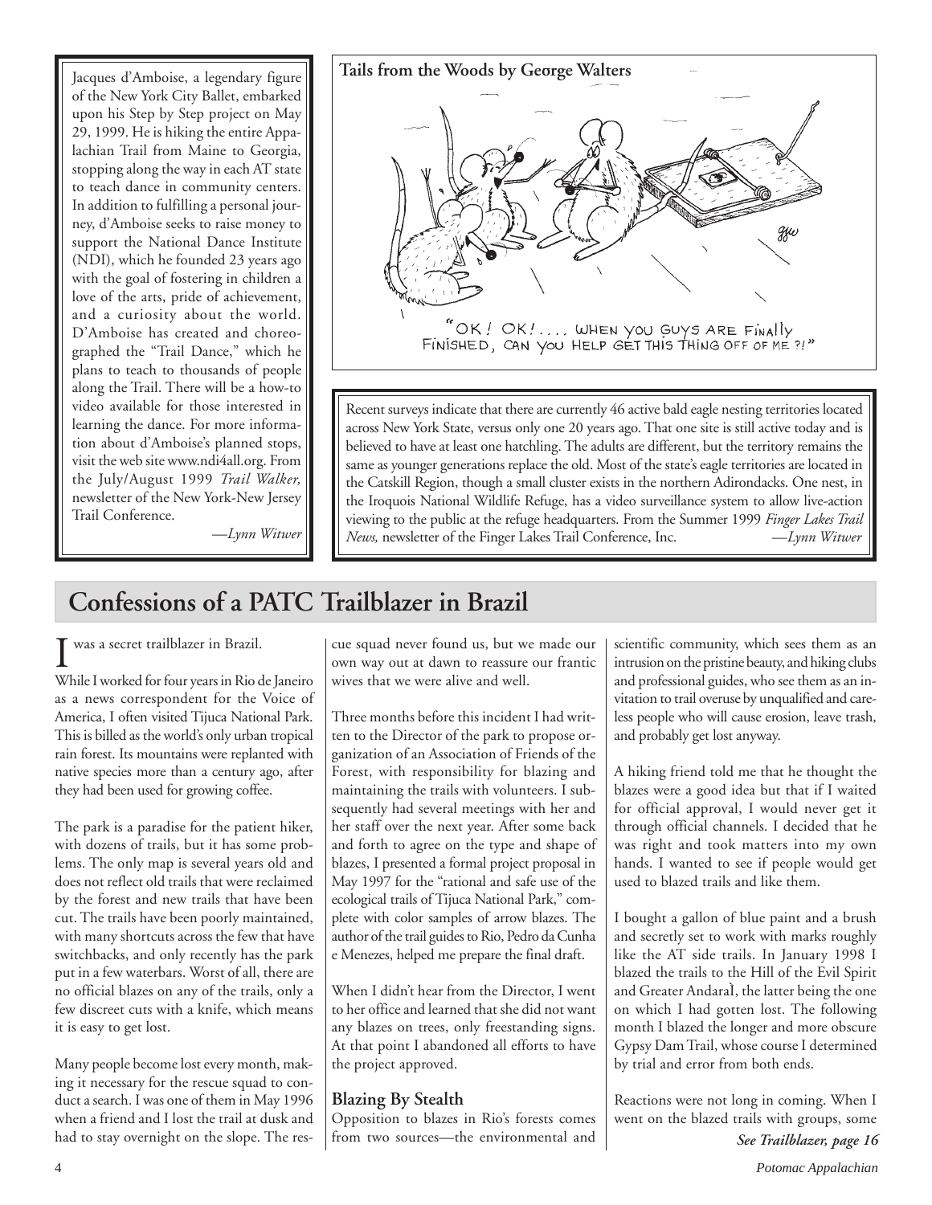Jacques d'Amboise, a legendary figure of the New York City Ballet, embarked upon his Step by Step project on May 29, 1999. He is hiking the entire Appalachian Trail from Maine to Georgia, stopping along the way in each AT state to teach dance in community centers. In addition to fulfilling a personal journey, d'Amboise seeks to raise money to support the National Dance Institute (NDI), which he founded 23 years ago with the goal of fostering in children a love of the arts, pride of achievement, and a curiosity about the world. D'Amboise has created and choreographed the "Trail Dance," which he plans to teach to thousands of people along the Trail. There will be a how-to video available for those interested in learning the dance. For more information about d'Amboise's planned stops, visit the web site www.ndi4all.org. From the July/August 1999 *Trail Walker,* newsletter of the New York-New Jersey Trail Conference.

—*Lynn Witwer*

**Tails from the Woods by George Walters**

"OK! OK!.... WHEN YOU GUYS ARE FINALLY FINISHED, CAN YOU HELP GET THIS THING OFF OF ME ?!"

Recent surveys indicate that there are currently 46 active bald eagle nesting territories located across New York State, versus only one 20 years ago. That one site is still active today and is believed to have at least one hatchling. The adults are different, but the territory remains the same as younger generations replace the old. Most of the state's eagle territories are located in the Catskill Region, though a small cluster exists in the northern Adirondacks. One nest, in the Iroquois National Wildlife Refuge, has a video surveillance system to allow live-action viewing to the public at the refuge headquarters. From the Summer 1999 *Finger Lakes Trail News,* newsletter of the Finger Lakes Trail Conference, Inc. —*Lynn Witwer*

## Confessions of a PATC Trailblazer in Brazil

I was a secret trailblazer in Brazil.

While I worked for four years in Rio de Janeiro as a news correspondent for the Voice of America, I often visited Tijuca National Park. This is billed as the world's only urban tropical rain forest. Its mountains were replanted with native species more than a century ago, after they had been used for growing coffee.

The park is a paradise for the patient hiker, with dozens of trails, but it has some problems. The only map is several years old and does not reflect old trails that were reclaimed by the forest and new trails that have been cut. The trails have been poorly maintained, with many shortcuts across the few that have switchbacks, and only recently has the park put in a few waterbars. Worst of all, there are no official blazes on any of the trails, only a few discreet cuts with a knife, which means it is easy to get lost.

Many people become lost every month, making it necessary for the rescue squad to conduct a search. I was one of them in May 1996 when a friend and I lost the trail at dusk and had to stay overnight on the slope. The rescue squad never found us, but we made our own way out at dawn to reassure our frantic wives that we were alive and well.

Three months before this incident I had written to the Director of the park to propose organization of an Association of Friends of the Forest, with responsibility for blazing and maintaining the trails with volunteers. I subsequently had several meetings with her and her staff over the next year. After some back and forth to agree on the type and shape of blazes, I presented a formal project proposal in May 1997 for the "rational and safe use of the ecological trails of Tijuca National Park," complete with color samples of arrow blazes. The author of the trail guides to Rio, Pedro da Cunha e Menezes, helped me prepare the final draft.

When I didn't hear from the Director, I went to her office and learned that she did not want any blazes on trees, only freestanding signs. At that point I abandoned all efforts to have the project approved.

### Blazing By Stealth

Opposition to blazes in Rio's forests comes from two sources—the environmental and scientific community, which sees them as an intrusion on the pristine beauty, and hiking clubs and professional guides, who see them as an invitation to trail overuse by unqualified and careless people who will cause erosion, leave trash, and probably get lost anyway.

A hiking friend told me that he thought the blazes were a good idea but that if I waited for official approval, I would never get it through official channels. I decided that he was right and took matters into my own hands. I wanted to see if people would get used to blazed trails and like them.

I bought a gallon of blue paint and a brush and secretly set to work with marks roughly like the AT side trails. In January 1998 I blazed the trails to the Hill of the Evil Spirit and Greater Andaraí, the latter being the one on which I had gotten lost. The following month I blazed the longer and more obscure Gypsy Dam Trail, whose course I determined by trial and error from both ends.

Reactions were not long in coming. When I went on the blazed trails with groups, some

***See Trailblazer, page 16***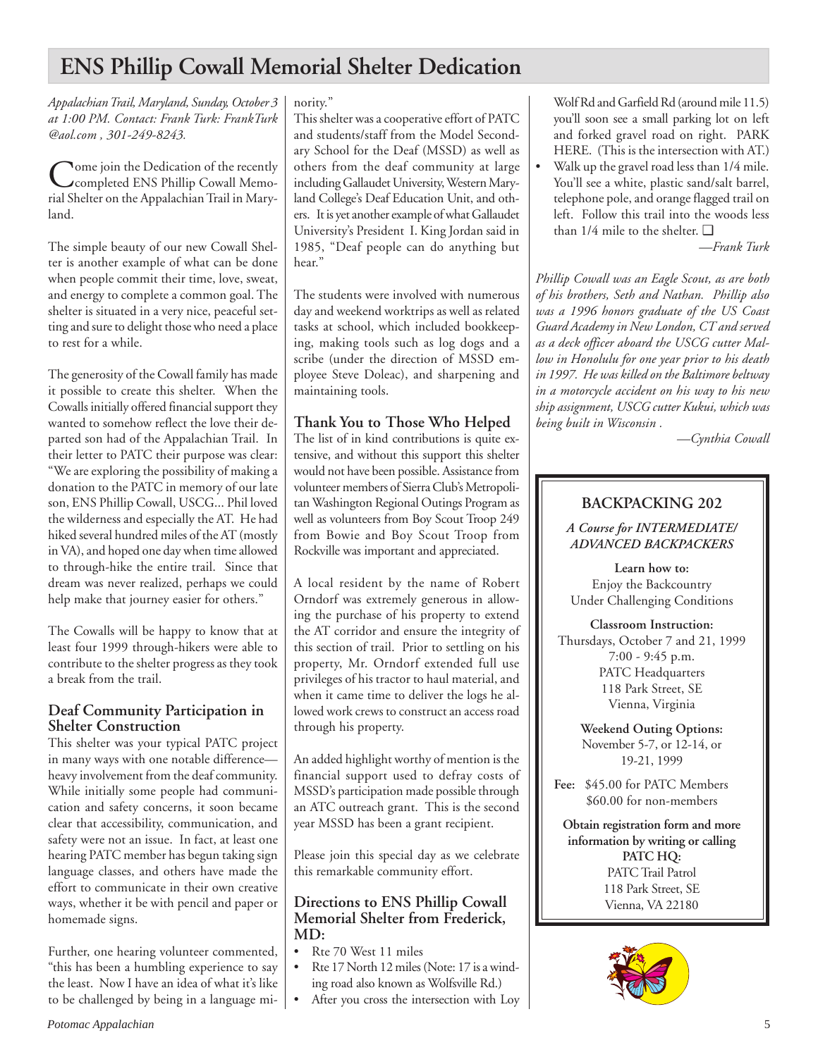# ENS Phillip Cowall Memorial Shelter Dedication

*Appalachian Trail, Maryland, Sunday, October 3 at 1:00 PM. Contact: Frank Turk: FrankTurk @aol.com , 301-249-8243.*

Come join the Dedication of the recently completed ENS Phillip Cowall Memorial Shelter on the Appalachian Trail in Maryland.

The simple beauty of our new Cowall Shelter is another example of what can be done when people commit their time, love, sweat, and energy to complete a common goal. The shelter is situated in a very nice, peaceful setting and sure to delight those who need a place to rest for a while.

The generosity of the Cowall family has made it possible to create this shelter. When the Cowalls initially offered financial support they wanted to somehow reflect the love their departed son had of the Appalachian Trail. In their letter to PATC their purpose was clear: "We are exploring the possibility of making a donation to the PATC in memory of our late son, ENS Phillip Cowall, USCG... Phil loved the wilderness and especially the AT. He had hiked several hundred miles of the AT (mostly in VA), and hoped one day when time allowed to through-hike the entire trail. Since that dream was never realized, perhaps we could help make that journey easier for others."

The Cowalls will be happy to know that at least four 1999 through-hikers were able to contribute to the shelter progress as they took a break from the trail.

## Deaf Community Participation in Shelter Construction

This shelter was your typical PATC project in many ways with one notable difference—heavy involvement from the deaf community. While initially some people had communication and safety concerns, it soon became clear that accessibility, communication, and safety were not an issue. In fact, at least one hearing PATC member has begun taking sign language classes, and others have made the effort to communicate in their own creative ways, whether it be with pencil and paper or homemade signs.

Further, one hearing volunteer commented, "this has been a humbling experience to say the least. Now I have an idea of what it's like to be challenged by being in a language minority."

This shelter was a cooperative effort of PATC and students/staff from the Model Secondary School for the Deaf (MSSD) as well as others from the deaf community at large including Gallaudet University, Western Maryland College's Deaf Education Unit, and others. It is yet another example of what Gallaudet University's President I. King Jordan said in 1985, "Deaf people can do anything but hear."

The students were involved with numerous day and weekend worktrips as well as related tasks at school, which included bookkeeping, making tools such as log dogs and a scribe (under the direction of MSSD employee Steve Doleac), and sharpening and maintaining tools.

## Thank You to Those Who Helped

The list of in kind contributions is quite extensive, and without this support this shelter would not have been possible. Assistance from volunteer members of Sierra Club's Metropolitan Washington Regional Outings Program as well as volunteers from Boy Scout Troop 249 from Bowie and Boy Scout Troop from Rockville was important and appreciated.

A local resident by the name of Robert Orndorf was extremely generous in allowing the purchase of his property to extend the AT corridor and ensure the integrity of this section of trail. Prior to settling on his property, Mr. Orndorf extended full use privileges of his tractor to haul material, and when it came time to deliver the logs he allowed work crews to construct an access road through his property.

An added highlight worthy of mention is the financial support used to defray costs of MSSD's participation made possible through an ATC outreach grant. This is the second year MSSD has been a grant recipient.

Please join this special day as we celebrate this remarkable community effort.

## Directions to ENS Phillip Cowall Memorial Shelter from Frederick, MD:

- Rte 70 West 11 miles
- Rte 17 North 12 miles (Note: 17 is a winding road also known as Wolfsville Rd.)
- After you cross the intersection with Loy Wolf Rd and Garfield Rd (around mile 11.5) you'll soon see a small parking lot on left and forked gravel road on right. PARK HERE. (This is the intersection with AT.)
- Walk up the gravel road less than 1/4 mile. You'll see a white, plastic sand/salt barrel, telephone pole, and orange flagged trail on left. Follow this trail into the woods less than 1/4 mile to the shelter. ❑

*—Frank Turk*

*Phillip Cowall was an Eagle Scout, as are both of his brothers, Seth and Nathan. Phillip also was a 1996 honors graduate of the US Coast Guard Academy in New London, CT and served as a deck officer aboard the USCG cutter Mallow in Honolulu for one year prior to his death in 1997. He was killed on the Baltimore beltway in a motorcycle accident on his way to his new ship assignment, USCG cutter Kukui, which was being built in Wisconsin .*

*—Cynthia Cowall*

---

## BACKPACKING 202

***A Course for INTERMEDIATE/ ADVANCED BACKPACKERS***

**Learn how to:**
Enjoy the Backcountry
Under Challenging Conditions

**Classroom Instruction:**
Thursdays, October 7 and 21, 1999
7:00 - 9:45 p.m.
PATC Headquarters
118 Park Street, SE
Vienna, Virginia

**Weekend Outing Options:**
November 5-7, or 12-14, or 19-21, 1999

**Fee:** $45.00 for PATC Members
$60.00 for non-members

**Obtain registration form and more information by writing or calling PATC HQ:**
PATC Trail Patrol
118 Park Street, SE
Vienna, VA 22180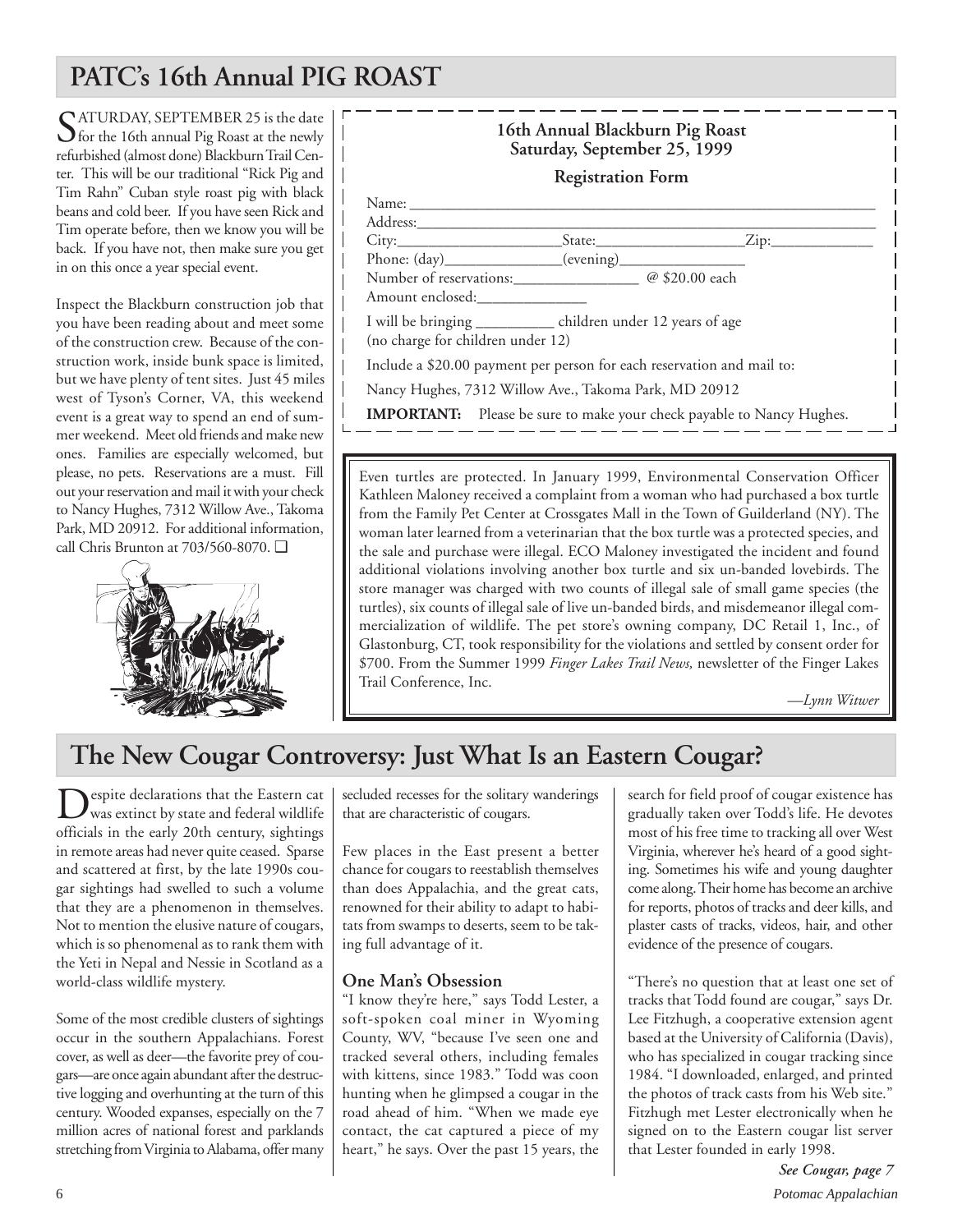## PATC's 16th Annual PIG ROAST

SATURDAY, SEPTEMBER 25 is the date for the 16th annual Pig Roast at the newly refurbished (almost done) Blackburn Trail Center. This will be our traditional "Rick Pig and Tim Rahn" Cuban style roast pig with black beans and cold beer. If you have seen Rick and Tim operate before, then we know you will be back. If you have not, then make sure you get in on this once a year special event.

Inspect the Blackburn construction job that you have been reading about and meet some of the construction crew. Because of the construction work, inside bunk space is limited, but we have plenty of tent sites. Just 45 miles west of Tyson's Corner, VA, this weekend event is a great way to spend an end of summer weekend. Meet old friends and make new ones. Families are especially welcomed, but please, no pets. Reservations are a must. Fill out your reservation and mail it with your check to Nancy Hughes, 7312 Willow Ave., Takoma Park, MD 20912. For additional information, call Chris Brunton at 703/560-8070. ❑

**16th Annual Blackburn Pig Roast**
**Saturday, September 25, 1999**

**Registration Form**

Name: ____________________

Address: ____________________

City: __________ State: __________ Zip: __________

Phone: (day) __________ (evening) __________

Number of reservations: __________ @ $20.00 each

Amount enclosed: __________

I will be bringing __________ children under 12 years of age (no charge for children under 12)

Include a $20.00 payment per person for each reservation and mail to:

Nancy Hughes, 7312 Willow Ave., Takoma Park, MD 20912

**IMPORTANT:** Please be sure to make your check payable to Nancy Hughes.

Even turtles are protected. In January 1999, Environmental Conservation Officer Kathleen Maloney received a complaint from a woman who had purchased a box turtle from the Family Pet Center at Crossgates Mall in the Town of Guilderland (NY). The woman later learned from a veterinarian that the box turtle was a protected species, and the sale and purchase were illegal. ECO Maloney investigated the incident and found additional violations involving another box turtle and six un-banded lovebirds. The store manager was charged with two counts of illegal sale of small game species (the turtles), six counts of illegal sale of live un-banded birds, and misdemeanor illegal commercialization of wildlife. The pet store's owning company, DC Retail 1, Inc., of Glastonburg, CT, took responsibility for the violations and settled by consent order for $700. From the Summer 1999 *Finger Lakes Trail News,* newsletter of the Finger Lakes Trail Conference, Inc.

*—Lynn Witwer*

## The New Cougar Controversy: Just What Is an Eastern Cougar?

Despite declarations that the Eastern cat was extinct by state and federal wildlife officials in the early 20th century, sightings in remote areas had never quite ceased. Sparse and scattered at first, by the late 1990s cougar sightings had swelled to such a volume that they are a phenomenon in themselves. Not to mention the elusive nature of cougars, which is so phenomenal as to rank them with the Yeti in Nepal and Nessie in Scotland as a world-class wildlife mystery.

Some of the most credible clusters of sightings occur in the southern Appalachians. Forest cover, as well as deer—the favorite prey of cougars—are once again abundant after the destructive logging and overhunting at the turn of this century. Wooded expanses, especially on the 7 million acres of national forest and parklands stretching from Virginia to Alabama, offer many secluded recesses for the solitary wanderings that are characteristic of cougars.

Few places in the East present a better chance for cougars to reestablish themselves than does Appalachia, and the great cats, renowned for their ability to adapt to habitats from swamps to deserts, seem to be taking full advantage of it.

### One Man's Obsession

"I know they're here," says Todd Lester, a soft-spoken coal miner in Wyoming County, WV, "because I've seen one and tracked several others, including females with kittens, since 1983." Todd was coon hunting when he glimpsed a cougar in the road ahead of him. "When we made eye contact, the cat captured a piece of my heart," he says. Over the past 15 years, the search for field proof of cougar existence has gradually taken over Todd's life. He devotes most of his free time to tracking all over West Virginia, wherever he's heard of a good sighting. Sometimes his wife and young daughter come along. Their home has become an archive for reports, photos of tracks and deer kills, and plaster casts of tracks, videos, hair, and other evidence of the presence of cougars.

"There's no question that at least one set of tracks that Todd found are cougar," says Dr. Lee Fitzhugh, a cooperative extension agent based at the University of California (Davis), who has specialized in cougar tracking since 1984. "I downloaded, enlarged, and printed the photos of track casts from his Web site." Fitzhugh met Lester electronically when he signed on to the Eastern cougar list server that Lester founded in early 1998.

*See Cougar, page 7*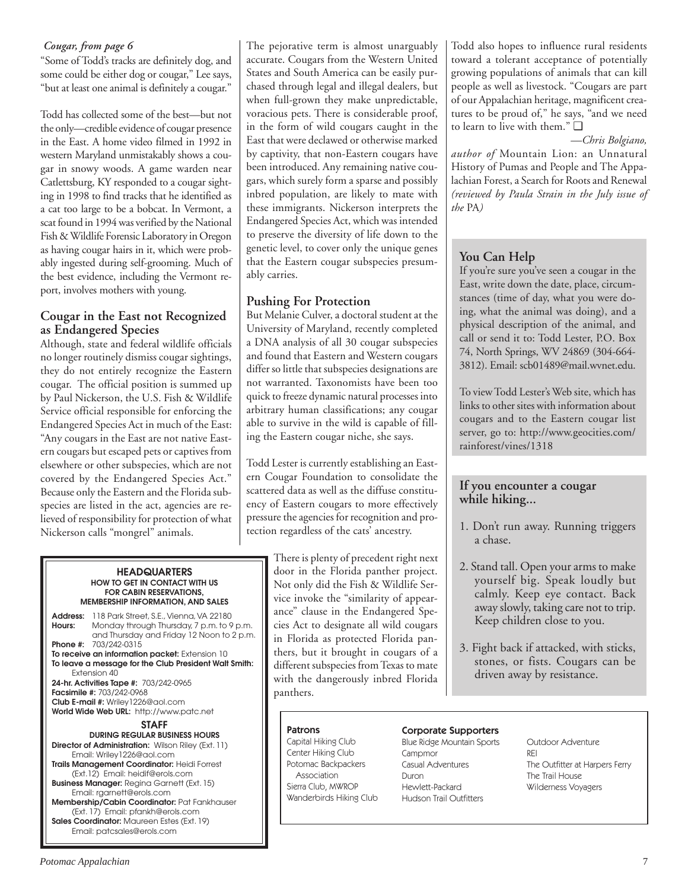*Cougar, from page 6*

"Some of Todd's tracks are definitely dog, and some could be either dog or cougar," Lee says, "but at least one animal is definitely a cougar."

Todd has collected some of the best—but not the only—credible evidence of cougar presence in the East. A home video filmed in 1992 in western Maryland unmistakably shows a cougar in snowy woods. A game warden near Catlettsburg, KY responded to a cougar sighting in 1998 to find tracks that he identified as a cat too large to be a bobcat. In Vermont, a scat found in 1994 was verified by the National Fish & Wildlife Forensic Laboratory in Oregon as having cougar hairs in it, which were probably ingested during self-grooming. Much of the best evidence, including the Vermont report, involves mothers with young.

### Cougar in the East not Recognized as Endangered Species

Although, state and federal wildlife officials no longer routinely dismiss cougar sightings, they do not entirely recognize the Eastern cougar. The official position is summed up by Paul Nickerson, the U.S. Fish & Wildlife Service official responsible for enforcing the Endangered Species Act in much of the East: "Any cougars in the East are not native Eastern cougars but escaped pets or captives from elsewhere or other subspecies, which are not covered by the Endangered Species Act." Because only the Eastern and the Florida subspecies are listed in the act, agencies are relieved of responsibility for protection of what Nickerson calls "mongrel" animals.

The pejorative term is almost unarguably accurate. Cougars from the Western United States and South America can be easily purchased through legal and illegal dealers, but when full-grown they make unpredictable, voracious pets. There is considerable proof, in the form of wild cougars caught in the East that were declawed or otherwise marked by captivity, that non-Eastern cougars have been introduced. Any remaining native cougars, which surely form a sparse and possibly inbred population, are likely to mate with these immigrants. Nickerson interprets the Endangered Species Act, which was intended to preserve the diversity of life down to the genetic level, to cover only the unique genes that the Eastern cougar subspecies presumably carries.

### Pushing For Protection

But Melanie Culver, a doctoral student at the University of Maryland, recently completed a DNA analysis of all 30 cougar subspecies and found that Eastern and Western cougars differ so little that subspecies designations are not warranted. Taxonomists have been too quick to freeze dynamic natural processes into arbitrary human classifications; any cougar able to survive in the wild is capable of filling the Eastern cougar niche, she says.

Todd Lester is currently establishing an Eastern Cougar Foundation to consolidate the scattered data as well as the diffuse constituency of Eastern cougars to more effectively pressure the agencies for recognition and protection regardless of the cats' ancestry.

There is plenty of precedent right next door in the Florida panther project. Not only did the Fish & Wildlife Service invoke the "similarity of appearance" clause in the Endangered Species Act to designate all wild cougars in Florida as protected Florida panthers, but it brought in cougars of a different subspecies from Texas to mate with the dangerously inbred Florida panthers.

Todd also hopes to influence rural residents toward a tolerant acceptance of potentially growing populations of animals that can kill people as well as livestock. "Cougars are part of our Appalachian heritage, magnificent creatures to be proud of," he says, "and we need to learn to live with them." ❑

*—Chris Bolgiano, author of* Mountain Lion: an Unnatural History of Pumas and People and The Appalachian Forest, a Search for Roots and Renewal *(reviewed by Paula Strain in the July issue of the* PA*)*

### You Can Help

If you're sure you've seen a cougar in the East, write down the date, place, circumstances (time of day, what you were doing, what the animal was doing), and a physical description of the animal, and call or send it to: Todd Lester, P.O. Box 74, North Springs, WV 24869 (304-664-3812). Email: scb01489@mail.wvnet.edu.

To view Todd Lester's Web site, which has links to other sites with information about cougars and to the Eastern cougar list server, go to: http://www.geocities.com/rainforest/vines/1318

### If you encounter a cougar while hiking...

1. Don't run away. Running triggers a chase.
2. Stand tall. Open your arms to make yourself big. Speak loudly but calmly. Keep eye contact. Back away slowly, taking care not to trip. Keep children close to you.
3. Fight back if attacked, with sticks, stones, or fists. Cougars can be driven away by resistance.

### HEADQUARTERS

**HOW TO GET IN CONTACT WITH US FOR CABIN RESERVATIONS, MEMBERSHIP INFORMATION, AND SALES**

**Address:** 118 Park Street, S.E., Vienna, VA 22180
**Hours:** Monday through Thursday, 7 p.m. to 9 p.m. and Thursday and Friday 12 Noon to 2 p.m.
**Phone #:** 703/242-0315
**To receive an information packet:** Extension 10
**To leave a message for the Club President Walt Smith:** Extension 40
**24-hr. Activities Tape #:** 703/242-0965
**Facsimile #:** 703/242-0968
**Club E-mail #:** Wriley1226@aol.com
**World Wide Web URL:** http://www.patc.net

**STAFF**

**DURING REGULAR BUSINESS HOURS**

**Director of Administration:** Wilson Riley (Ext. 11) Email: Wriley1226@aol.com
**Trails Management Coordinator:** Heidi Forrest (Ext.12) Email: heidif@erols.com
**Business Manager:** Regina Garnett (Ext. 15) Email: rgarnett@erols.com
**Membership/Cabin Coordinator:** Pat Fankhauser (Ext. 17) Email: pfankh@erols.com
**Sales Coordinator:** Maureen Estes (Ext. 19) Email: patcsales@erols.com

**Patrons**

Capital Hiking Club
Center Hiking Club
Potomac Backpackers Association
Sierra Club, MWROP
Wanderbirds Hiking Club

**Corporate Supporters**

Blue Ridge Mountain Sports
Campmor
Casual Adventures
Duron
Hewlett-Packard
Hudson Trail Outfitters
Outdoor Adventure
REI
The Outfitter at Harpers Ferry
The Trail House
Wilderness Voyagers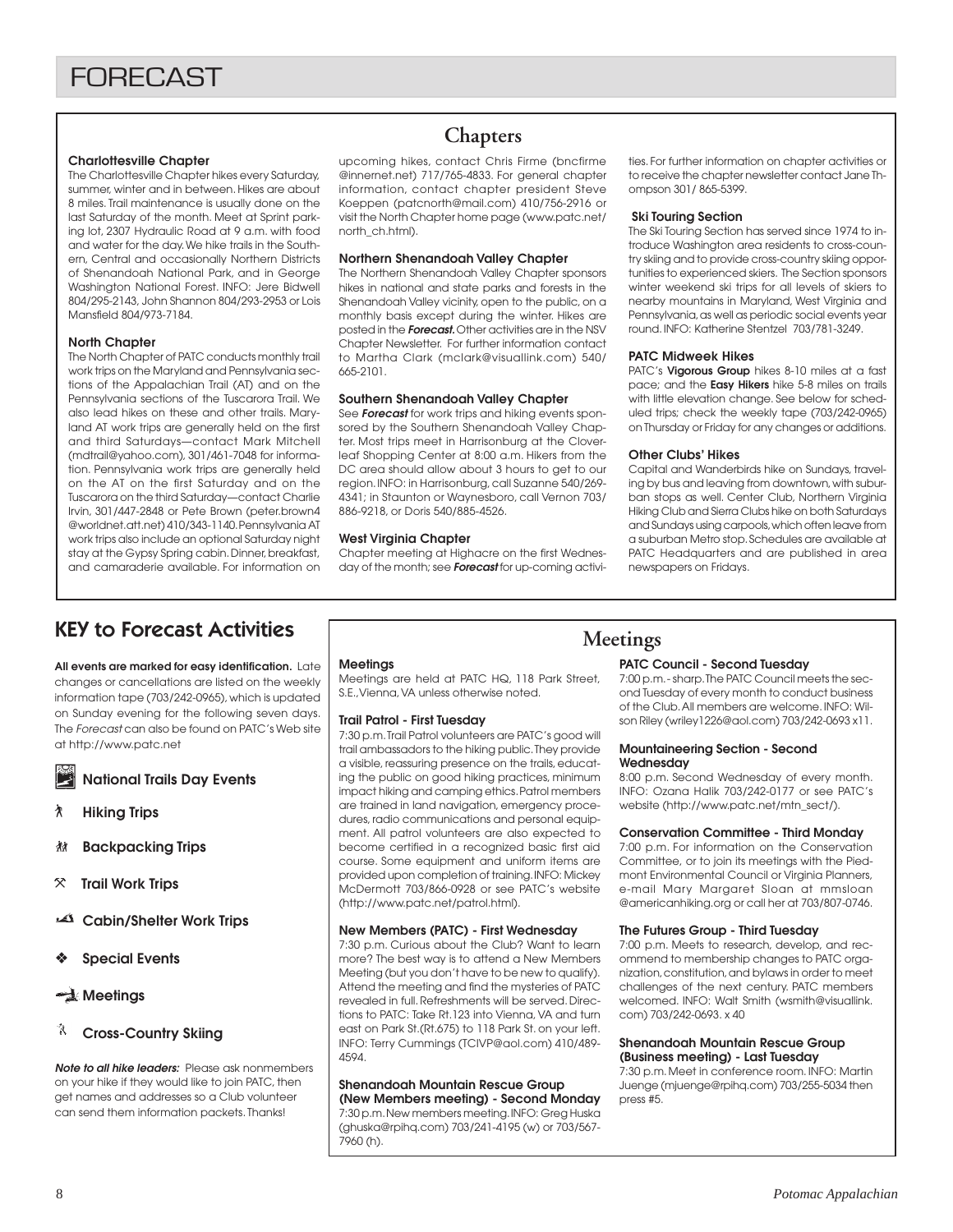# FORECAST

## Chapters

### Charlottesville Chapter

The Charlottesville Chapter hikes every Saturday, summer, winter and in between. Hikes are about 8 miles. Trail maintenance is usually done on the last Saturday of the month. Meet at Sprint parking lot, 2307 Hydraulic Road at 9 a.m. with food and water for the day. We hike trails in the Southern, Central and occasionally Northern Districts of Shenandoah National Park, and in George Washington National Forest. INFO: Jere Bidwell 804/295-2143, John Shannon 804/293-2953 or Lois Mansfield 804/973-7184.

### North Chapter

The North Chapter of PATC conducts monthly trail work trips on the Maryland and Pennsylvania sections of the Appalachian Trail (AT) and on the Pennsylvania sections of the Tuscarora Trail. We also lead hikes on these and other trails. Maryland AT work trips are generally held on the first and third Saturdays—contact Mark Mitchell (mdtrail@yahoo.com), 301/461-7048 for information. Pennsylvania work trips are generally held on the AT on the first Saturday and on the Tuscarora on the third Saturday—contact Charlie Irvin, 301/447-2848 or Pete Brown (peter.brown4 @worldnet.att.net) 410/343-1140. Pennsylvania AT work trips also include an optional Saturday night stay at the Gypsy Spring cabin. Dinner, breakfast, and camaraderie available. For information on upcoming hikes, contact Chris Firme (bncfirme @innernet.net) 717/765-4833. For general chapter information, contact chapter president Steve Koeppen (patcnorth@mail.com) 410/756-2916 or visit the North Chapter home page (www.patc.net/north_ch.html).

### Northern Shenandoah Valley Chapter

The Northern Shenandoah Valley Chapter sponsors hikes in national and state parks and forests in the Shenandoah Valley vicinity, open to the public, on a monthly basis except during the winter. Hikes are posted in the ***Forecast.*** Other activities are in the NSV Chapter Newsletter. For further information contact to Martha Clark (mclark@visuallink.com) 540/665-2101.

### Southern Shenandoah Valley Chapter

See ***Forecast*** for work trips and hiking events sponsored by the Southern Shenandoah Valley Chapter. Most trips meet in Harrisonburg at the Cloverleaf Shopping Center at 8:00 a.m. Hikers from the DC area should allow about 3 hours to get to our region. INFO: in Harrisonburg, call Suzanne 540/269-4341; in Staunton or Waynesboro, call Vernon 703/886-9218, or Doris 540/885-4526.

### West Virginia Chapter

Chapter meeting at Highacre on the first Wednesday of the month; see ***Forecast*** for up-coming activities. For further information on chapter activities or to receive the chapter newsletter contact Jane Thompson 301/ 865-5399.

### Ski Touring Section

The Ski Touring Section has served since 1974 to introduce Washington area residents to cross-country skiing and to provide cross-country skiing opportunities to experienced skiers. The Section sponsors winter weekend ski trips for all levels of skiers to nearby mountains in Maryland, West Virginia and Pennsylvania, as well as periodic social events year round. INFO: Katherine Stentzel 703/781-3249.

### PATC Midweek Hikes

PATC's **Vigorous Group** hikes 8-10 miles at a fast pace; and the **Easy Hikers** hike 5-8 miles on trails with little elevation change. See below for scheduled trips; check the weekly tape (703/242-0965) on Thursday or Friday for any changes or additions.

### Other Clubs' Hikes

Capital and Wanderbirds hike on Sundays, traveling by bus and leaving from downtown, with suburban stops as well. Center Club, Northern Virginia Hiking Club and Sierra Clubs hike on both Saturdays and Sundays using carpools, which often leave from a suburban Metro stop. Schedules are available at PATC Headquarters and are published in area newspapers on Fridays.

## KEY to Forecast Activities

**All events are marked for easy identification.** Late changes or cancellations are listed on the weekly information tape (703/242-0965), which is updated on Sunday evening for the following seven days. The *Forecast* can also be found on PATC's Web site at http://www.patc.net

- **National Trails Day Events**
- **Hiking Trips**
- **Backpacking Trips**
- **Trail Work Trips**
- **Cabin/Shelter Work Trips**
- **Special Events**
- **Meetings**
- **Cross-Country Skiing**

***Note to all hike leaders:*** Please ask nonmembers on your hike if they would like to join PATC, then get names and addresses so a Club volunteer can send them information packets. Thanks!

## Meetings

### Meetings

Meetings are held at PATC HQ, 118 Park Street, S.E., Vienna, VA unless otherwise noted.

### Trail Patrol - First Tuesday

7:30 p.m. Trail Patrol volunteers are PATC's good will trail ambassadors to the hiking public. They provide a visible, reassuring presence on the trails, educating the public on good hiking practices, minimum impact hiking and camping ethics. Patrol members are trained in land navigation, emergency procedures, radio communications and personal equipment. All patrol volunteers are also expected to become certified in a recognized basic first aid course. Some equipment and uniform items are provided upon completion of training. INFO: Mickey McDermott 703/866-0928 or see PATC's website (http://www.patc.net/patrol.html).

### New Members (PATC) - First Wednesday

7:30 p.m. Curious about the Club? Want to learn more? The best way is to attend a New Members Meeting (but you don't have to be new to qualify). Attend the meeting and find the mysteries of PATC revealed in full. Refreshments will be served. Directions to PATC: Take Rt.123 into Vienna, VA and turn east on Park St.(Rt.675) to 118 Park St. on your left. INFO: Terry Cummings (TCIVP@aol.com) 410/489-4594.

### Shenandoah Mountain Rescue Group (New Members meeting) - Second Monday

7:30 p.m. New members meeting. INFO: Greg Huska (ghuska@rpihq.com) 703/241-4195 (w) or 703/567-7960 (h).

### PATC Council - Second Tuesday

7:00 p.m. - sharp. The PATC Council meets the second Tuesday of every month to conduct business of the Club. All members are welcome. INFO: Wilson Riley (wriley1226@aol.com) 703/242-0693 x11.

### Mountaineering Section - Second Wednesday

8:00 p.m. Second Wednesday of every month. INFO: Ozana Halik 703/242-0177 or see PATC's website (http://www.patc.net/mtn_sect/).

### Conservation Committee - Third Monday

7:00 p.m. For information on the Conservation Committee, or to join its meetings with the Piedmont Environmental Council or Virginia Planners, e-mail Mary Margaret Sloan at mmsloan @americanhiking.org or call her at 703/807-0746.

### The Futures Group - Third Tuesday

7:00 p.m. Meets to research, develop, and recommend to membership changes to PATC organization, constitution, and bylaws in order to meet challenges of the next century. PATC members welcomed. INFO: Walt Smith (wsmith@visuallink.com) 703/242-0693. x 40

### Shenandoah Mountain Rescue Group (Business meeting) - Last Tuesday

7:30 p.m. Meet in conference room. INFO: Martin Juenge (mjuenge@rpihq.com) 703/255-5034 then press #5.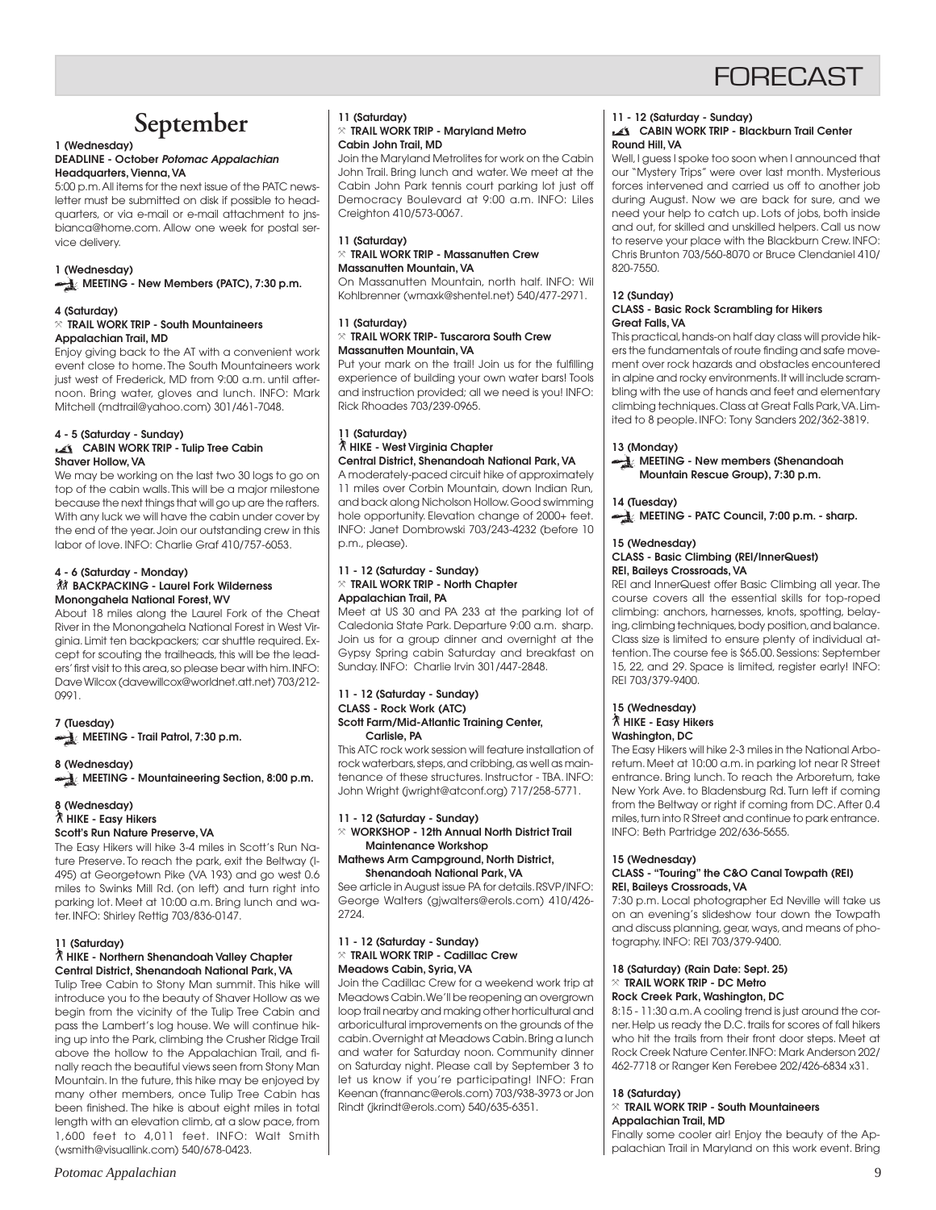# FORECAST

## September

**1 (Wednesday)**
**DEADLINE - October *Potomac Appalachian***
**Headquarters, Vienna, VA**
5:00 p.m. All items for the next issue of the PATC newsletter must be submitted on disk if possible to headquarters, or via e-mail or e-mail attachment to jnsbianca@home.com. Allow one week for postal service delivery.

**1 (Wednesday)**
**MEETING - New Members (PATC), 7:30 p.m.**

**4 (Saturday)**
**TRAIL WORK TRIP - South Mountaineers**
**Appalachian Trail, MD**
Enjoy giving back to the AT with a convenient work event close to home. The South Mountaineers work just west of Frederick, MD from 9:00 a.m. until afternoon. Bring water, gloves and lunch. INFO: Mark Mitchell (mdtrail@yahoo.com) 301/461-7048.

**4 - 5 (Saturday - Sunday)**
**CABIN WORK TRIP - Tulip Tree Cabin**
**Shaver Hollow, VA**
We may be working on the last two 30 logs to go on top of the cabin walls. This will be a major milestone because the next things that will go up are the rafters. With any luck we will have the cabin under cover by the end of the year. Join our outstanding crew in this labor of love. INFO: Charlie Graf 410/757-6053.

**4 - 6 (Saturday - Monday)**
**BACKPACKING - Laurel Fork Wilderness**
**Monongahela National Forest, WV**
About 18 miles along the Laurel Fork of the Cheat River in the Monongahela National Forest in West Virginia. Limit ten backpackers; car shuttle required. Except for scouting the trailheads, this will be the leaders' first visit to this area, so please bear with him. INFO: Dave Wilcox (davewillcox@worldnet.att.net) 703/212-0991.

**7 (Tuesday)**
**MEETING - Trail Patrol, 7:30 p.m.**

**8 (Wednesday)**
**MEETING - Mountaineering Section, 8:00 p.m.**

**8 (Wednesday)**
**HIKE - Easy Hikers**
**Scott's Run Nature Preserve, VA**
The Easy Hikers will hike 3-4 miles in Scott's Run Nature Preserve. To reach the park, exit the Beltway (I-495) at Georgetown Pike (VA 193) and go west 0.6 miles to Swinks Mill Rd. (on left) and turn right into parking lot. Meet at 10:00 a.m. Bring lunch and water. INFO: Shirley Rettig 703/836-0147.

**11 (Saturday)**
**HIKE - Northern Shenandoah Valley Chapter**
**Central District, Shenandoah National Park, VA**
Tulip Tree Cabin to Stony Man summit. This hike will introduce you to the beauty of Shaver Hollow as we begin from the vicinity of the Tulip Tree Cabin and pass the Lambert's log house. We will continue hiking up into the Park, climbing the Crusher Ridge Trail above the hollow to the Appalachian Trail, and finally reach the beautiful views seen from Stony Man Mountain. In the future, this hike may be enjoyed by many other members, once Tulip Tree Cabin has been finished. The hike is about eight miles in total length with an elevation climb, at a slow pace, from 1,600 feet to 4,011 feet. INFO: Walt Smith (wsmith@visuallink.com) 540/678-0423.

**11 (Saturday)**
**TRAIL WORK TRIP - Maryland Metro**
**Cabin John Trail, MD**
Join the Maryland Metrolites for work on the Cabin John Trail. Bring lunch and water. We meet at the Cabin John Park tennis court parking lot just off Democracy Boulevard at 9:00 a.m. INFO: Liles Creighton 410/573-0067.

**11 (Saturday)**
**TRAIL WORK TRIP - Massanutten Crew**
**Massanutten Mountain, VA**
On Massanutten Mountain, north half. INFO: Wil Kohlbrenner (wmaxk@shentel.net) 540/477-2971.

**11 (Saturday)**
**TRAIL WORK TRIP- Tuscarora South Crew**
**Massanutten Mountain, VA**
Put your mark on the trail! Join us for the fulfilling experience of building your own water bars! Tools and instruction provided; all we need is you! INFO: Rick Rhoades 703/239-0965.

**11 (Saturday)**
**HIKE - West Virginia Chapter**
**Central District, Shenandoah National Park, VA**
A moderately-paced circuit hike of approximately 11 miles over Corbin Mountain, down Indian Run, and back along Nicholson Hollow. Good swimming hole opportunity. Elevation change of 2000+ feet. INFO: Janet Dombrowski 703/243-4232 (before 10 p.m., please).

**11 - 12 (Saturday - Sunday)**
**TRAIL WORK TRIP - North Chapter**
**Appalachian Trail, PA**
Meet at US 30 and PA 233 at the parking lot of Caledonia State Park. Departure 9:00 a.m. sharp. Join us for a group dinner and overnight at the Gypsy Spring cabin Saturday and breakfast on Sunday. INFO: Charlie Irvin 301/447-2848.

**11 - 12 (Saturday - Sunday)**
**CLASS - Rock Work (ATC)**
**Scott Farm/Mid-Atlantic Training Center, Carlisle, PA**
This ATC rock work session will feature installation of rock waterbars, steps, and cribbing, as well as maintenance of these structures. Instructor - TBA. INFO: John Wright (jwright@atconf.org) 717/258-5771.

**11 - 12 (Saturday - Sunday)**
**WORKSHOP - 12th Annual North District Trail Maintenance Workshop**
**Mathews Arm Campground, North District, Shenandoah National Park, VA**
See article in August issue PA for details. RSVP/INFO: George Walters (gjwalters@erols.com) 410/426-2724.

**11 - 12 (Saturday - Sunday)**
**TRAIL WORK TRIP - Cadillac Crew**
**Meadows Cabin, Syria, VA**
Join the Cadillac Crew for a weekend work trip at Meadows Cabin. We'll be reopening an overgrown loop trail nearby and making other horticultural and arboricultural improvements on the grounds of the cabin. Overnight at Meadows Cabin. Bring a lunch and water for Saturday noon. Community dinner on Saturday night. Please call by September 3 to let us know if you're participating! INFO: Fran Keenan (frannanc@erols.com) 703/938-3973 or Jon Rindt (jkrindt@erols.com) 540/635-6351.

**11 - 12 (Saturday - Sunday)**
**CABIN WORK TRIP - Blackburn Trail Center**
**Round Hill, VA**
Well, I guess I spoke too soon when I announced that our "Mystery Trips" were over last month. Mysterious forces intervened and carried us off to another job during August. Now we are back for sure, and we need your help to catch up. Lots of jobs, both inside and out, for skilled and unskilled helpers. Call us now to reserve your place with the Blackburn Crew. INFO: Chris Brunton 703/560-8070 or Bruce Clendaniel 410/820-7550.

**12 (Sunday)**
**CLASS - Basic Rock Scrambling for Hikers**
**Great Falls, VA**
This practical, hands-on half day class will provide hikers the fundamentals of route finding and safe movement over rock hazards and obstacles encountered in alpine and rocky environments. It will include scrambling with the use of hands and feet and elementary climbing techniques. Class at Great Falls Park, VA. Limited to 8 people. INFO: Tony Sanders 202/362-3819.

**13 (Monday)**
**MEETING - New members (Shenandoah Mountain Rescue Group), 7:30 p.m.**

**14 (Tuesday)**
**MEETING - PATC Council, 7:00 p.m. - sharp.**

**15 (Wednesday)**
**CLASS - Basic Climbing (REI/InnerQuest)**
**REI, Baileys Crossroads, VA**
REI and InnerQuest offer Basic Climbing all year. The course covers all the essential skills for top-roped climbing: anchors, harnesses, knots, spotting, belaying, climbing techniques, body position, and balance. Class size is limited to ensure plenty of individual attention. The course fee is $65.00. Sessions: September 15, 22, and 29. Space is limited, register early! INFO: REI 703/379-9400.

**15 (Wednesday)**
**HIKE - Easy Hikers**
**Washington, DC**
The Easy Hikers will hike 2-3 miles in the National Arboretum. Meet at 10:00 a.m. in parking lot near R Street entrance. Bring lunch. To reach the Arboretum, take New York Ave. to Bladensburg Rd. Turn left if coming from the Beltway or right if coming from DC. After 0.4 miles, turn into R Street and continue to park entrance. INFO: Beth Partridge 202/636-5655.

**15 (Wednesday)**
**CLASS - "Touring" the C&O Canal Towpath (REI)**
**REI, Baileys Crossroads, VA**
7:30 p.m. Local photographer Ed Neville will take us on an evening's slideshow tour down the Towpath and discuss planning, gear, ways, and means of photography. INFO: REI 703/379-9400.

**18 (Saturday) (Rain Date: Sept. 25)**
**TRAIL WORK TRIP - DC Metro**
**Rock Creek Park, Washington, DC**
8:15 - 11:30 a.m. A cooling trend is just around the corner. Help us ready the D.C. trails for scores of fall hikers who hit the trails from their front door steps. Meet at Rock Creek Nature Center. INFO: Mark Anderson 202/462-7718 or Ranger Ken Ferebee 202/426-6834 x31.

**18 (Saturday)**
**TRAIL WORK TRIP - South Mountaineers**
**Appalachian Trail, MD**
Finally some cooler air! Enjoy the beauty of the Appalachian Trail in Maryland on this work event. Bring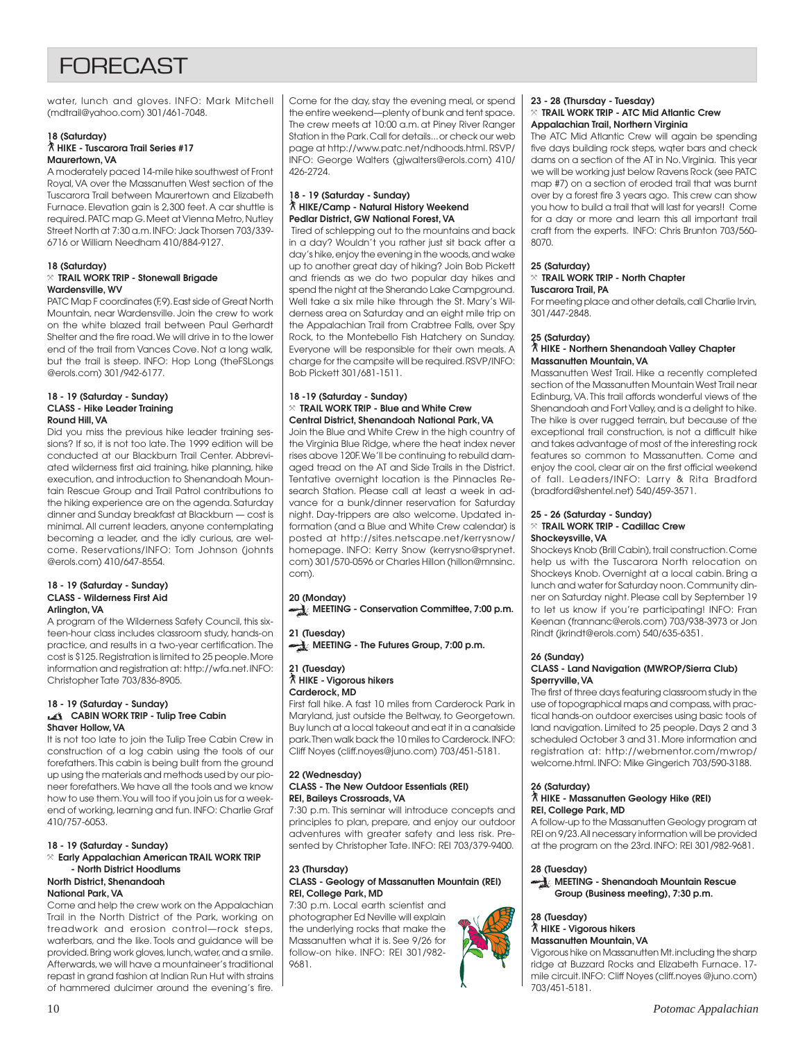# FORECAST

water, lunch and gloves. INFO: Mark Mitchell (mdtrail@yahoo.com) 301/461-7048.

**18 (Saturday)**
**HIKE - Tuscarora Trail Series #17**
**Maurertown, VA**

A moderately paced 14-mile hike southwest of Front Royal, VA over the Massanutten West section of the Tuscarora Trail between Maurertown and Elizabeth Furnace. Elevation gain is 2,300 feet. A car shuttle is required. PATC map G. Meet at Vienna Metro, Nutley Street North at 7:30 a.m. INFO: Jack Thorsen 703/339-6716 or William Needham 410/884-9127.

**18 (Saturday)**
**TRAIL WORK TRIP - Stonewall Brigade**
**Wardensville, WV**

PATC Map F coordinates (F,9). East side of Great North Mountain, near Wardensville. Join the crew to work on the white blazed trail between Paul Gerhardt Shelter and the fire road. We will drive in to the lower end of the trail from Vances Cove. Not a long walk, but the trail is steep. INFO: Hop Long (theFSLongs @erols.com) 301/942-6177.

**18 - 19 (Saturday - Sunday)**
**CLASS - Hike Leader Training**
**Round Hill, VA**

Did you miss the previous hike leader training sessions? If so, it is not too late. The 1999 edition will be conducted at our Blackburn Trail Center. Abbreviated wilderness first aid training, hike planning, hike execution, and introduction to Shenandoah Mountain Rescue Group and Trail Patrol contributions to the hiking experience are on the agenda. Saturday dinner and Sunday breakfast at Blackburn — cost is minimal. All current leaders, anyone contemplating becoming a leader, and the idly curious, are welcome. Reservations/INFO: Tom Johnson (johnts @erols.com) 410/647-8554.

**18 - 19 (Saturday - Sunday)**
**CLASS - Wilderness First Aid**
**Arlington, VA**

A program of the Wilderness Safety Council, this sixteen-hour class includes classroom study, hands-on practice, and results in a two-year certification. The cost is $125. Registration is limited to 25 people. More information and registration at: http://wfa.net. INFO: Christopher Tate 703/836-8905.

**18 - 19 (Saturday - Sunday)**
**CABIN WORK TRIP - Tulip Tree Cabin**
**Shaver Hollow, VA**

It is not too late to join the Tulip Tree Cabin Crew in construction of a log cabin using the tools of our forefathers. This cabin is being built from the ground up using the materials and methods used by our pioneer forefathers. We have all the tools and we know how to use them. You will too if you join us for a weekend of working, learning and fun. INFO: Charlie Graf 410/757-6053.

**18 - 19 (Saturday - Sunday)**
**Early Appalachian American TRAIL WORK TRIP - North District Hoodlums**
**North District, Shenandoah National Park, VA**

Come and help the crew work on the Appalachian Trail in the North District of the Park, working on treadwork and erosion control—rock steps, waterbars, and the like. Tools and guidance will be provided. Bring work gloves, lunch, water, and a smile. Afterwards, we will have a mountaineer's traditional repast in grand fashion at Indian Run Hut with strains of hammered dulcimer around the evening's fire. Come for the day, stay the evening meal, or spend the entire weekend—plenty of bunk and tent space. The crew meets at 10:00 a.m. at Piney River Ranger Station in the Park. Call for details...or check our web page at http://www.patc.net/ndhoods.html. RSVP/INFO: George Walters (gjwalters@erols.com) 410/426-2724.

**18 - 19 (Saturday - Sunday)**
**HIKE/Camp - Natural History Weekend**
**Pedlar District, GW National Forest, VA**

Tired of schlepping out to the mountains and back in a day? Wouldn't you rather just sit back after a day's hike, enjoy the evening in the woods, and wake up to another great day of hiking? Join Bob Pickett and friends as we do two popular day hikes and spend the night at the Sherando Lake Campground. Well take a six mile hike through the St. Mary's Wilderness area on Saturday and an eight mile trip on the Appalachian Trail from Crabtree Falls, over Spy Rock, to the Montebello Fish Hatchery on Sunday. Everyone will be responsible for their own meals. A charge for the campsite will be required. RSVP/INFO: Bob Pickett 301/681-1511.

**18 -19 (Saturday - Sunday)**
**TRAIL WORK TRIP - Blue and White Crew**
**Central District, Shenandoah National Park, VA**

Join the Blue and White Crew in the high country of the Virginia Blue Ridge, where the heat index never rises above 120F. We'll be continuing to rebuild damaged tread on the AT and Side Trails in the District. Tentative overnight location is the Pinnacles Research Station. Please call at least a week in advance for a bunk/dinner reservation for Saturday night. Day-trippers are also welcome. Updated information (and a Blue and White Crew calendar) is posted at http://sites.netscape.net/kerrysnow/homepage. INFO: Kerry Snow (kerrysno@sprynet.com) 301/570-0596 or Charles Hillon (hillon@mnsinc.com).

**20 (Monday)**
**MEETING - Conservation Committee, 7:00 p.m.**

**21 (Tuesday)**
**MEETING - The Futures Group, 7:00 p.m.**

**21 (Tuesday)**
**HIKE - Vigorous hikers**
**Carderock, MD**

First fall hike. A fast 10 miles from Carderock Park in Maryland, just outside the Beltway, to Georgetown. Buy lunch at a local takeout and eat it in a canalside park. Then walk back the 10 miles to Carderock. INFO: Cliff Noyes (cliff.noyes@juno.com) 703/451-5181.

**22 (Wednesday)**
**CLASS - The New Outdoor Essentials (REI)**
**REI, Baileys Crossroads, VA**

7:30 p.m. This seminar will introduce concepts and principles to plan, prepare, and enjoy our outdoor adventures with greater safety and less risk. Presented by Christopher Tate. INFO: REI 703/379-9400.

**23 (Thursday)**
**CLASS - Geology of Massanutten Mountain (REI)**
**REI, College Park, MD**

7:30 p.m. Local earth scientist and photographer Ed Neville will explain the underlying rocks that make the Massanutten what it is. See 9/26 for follow-on hike. INFO: REI 301/982-9681.

**23 - 28 (Thursday - Tuesday)**
**TRAIL WORK TRIP - ATC Mid Atlantic Crew**
**Appalachian Trail, Northern Virginia**

The ATC Mid Atlantic Crew will again be spending five days building rock steps, water bars and check dams on a section of the AT in No. Virginia. This year we will be working just below Ravens Rock (see PATC map #7) on a section of eroded trail that was burnt over by a forest fire 3 years ago. This crew can show you how to build a trail that will last for years!! Come for a day or more and learn this all important trail craft from the experts. INFO: Chris Brunton 703/560-8070.

**25 (Saturday)**
**TRAIL WORK TRIP - North Chapter**
**Tuscarora Trail, PA**

For meeting place and other details, call Charlie Irvin, 301/447-2848.

**25 (Saturday)**
**HIKE - Northern Shenandoah Valley Chapter**
**Massanutten Mountain, VA**

Massanutten West Trail. Hike a recently completed section of the Massanutten Mountain West Trail near Edinburg, VA. This trail affords wonderful views of the Shenandoah and Fort Valley, and is a delight to hike. The hike is over rugged terrain, but because of the exceptional trail construction, is not a difficult hike and takes advantage of most of the interesting rock features so common to Massanutten. Come and enjoy the cool, clear air on the first official weekend of fall. Leaders/INFO: Larry & Rita Bradford (bradford@shentel.net) 540/459-3571.

**25 - 26 (Saturday - Sunday)**
**TRAIL WORK TRIP - Cadillac Crew**
**Shockeysville, VA**

Shockeys Knob (Brill Cabin), trail construction. Come help us with the Tuscarora North relocation on Shockeys Knob. Overnight at a local cabin. Bring a lunch and water for Saturday noon. Community dinner on Saturday night. Please call by September 19 to let us know if you're participating! INFO: Fran Keenan (frannanc@erols.com) 703/938-3973 or Jon Rindt (jkrindt@erols.com) 540/635-6351.

**26 (Sunday)**
**CLASS - Land Navigation (MWROP/Sierra Club)**
**Sperryville, VA**

The first of three days featuring classroom study in the use of topographical maps and compass, with practical hands-on outdoor exercises using basic tools of land navigation. Limited to 25 people. Days 2 and 3 scheduled October 3 and 31. More information and registration at: http://webmentor.com/mwrop/welcome.html. INFO: Mike Gingerich 703/590-3188.

**26 (Saturday)**
**HIKE - Massanutten Geology Hike (REI)**
**REI, College Park, MD**

A follow-up to the Massanutten Geology program at REI on 9/23. All necessary information will be provided at the program on the 23rd. INFO: REI 301/982-9681.

**28 (Tuesday)**
**MEETING - Shenandoah Mountain Rescue Group (Business meeting), 7:30 p.m.**

**28 (Tuesday)**
**HIKE - Vigorous hikers**
**Massanutten Mountain, VA**

Vigorous hike on Massanutten Mt. including the sharp ridge at Buzzard Rocks and Elizabeth Furnace. 17-mile circuit. INFO: Cliff Noyes (cliff.noyes @juno.com) 703/451-5181.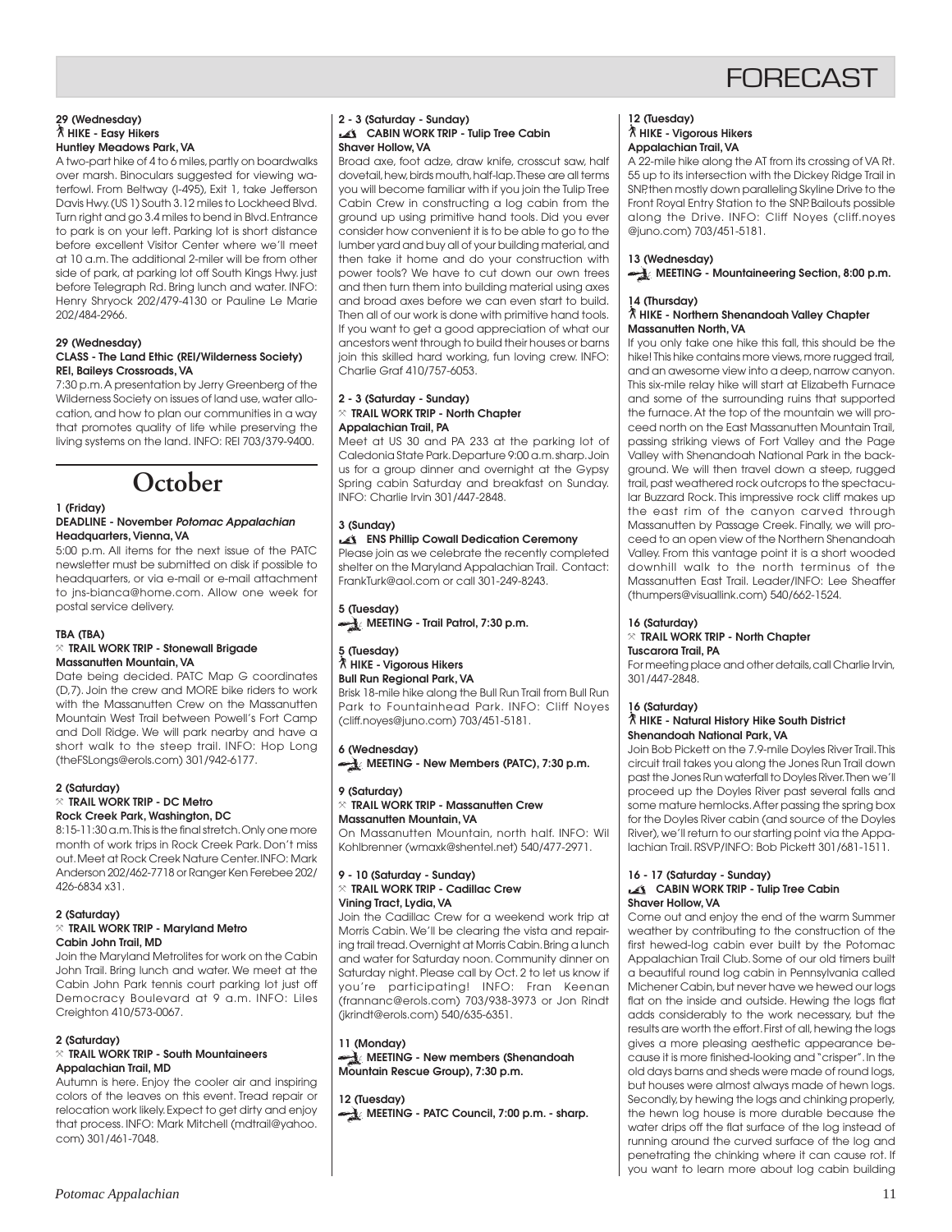# FORECAST

**29 (Wednesday)**
**HIKE - Easy Hikers**
**Huntley Meadows Park, VA**

A two-part hike of 4 to 6 miles, partly on boardwalks over marsh. Binoculars suggested for viewing waterfowl. From Beltway (I-495), Exit 1, take Jefferson Davis Hwy. (US 1) South 3.12 miles to Lockheed Blvd. Turn right and go 3.4 miles to bend in Blvd. Entrance to park is on your left. Parking lot is short distance before excellent Visitor Center where we'll meet at 10 a.m. The additional 2-miler will be from other side of park, at parking lot off South Kings Hwy. just before Telegraph Rd. Bring lunch and water. INFO: Henry Shryock 202/479-4130 or Pauline Le Marie 202/484-2966.

**29 (Wednesday)**
**CLASS - The Land Ethic (REI/Wilderness Society)**
**REI, Baileys Crossroads, VA**

7:30 p.m. A presentation by Jerry Greenberg of the Wilderness Society on issues of land use, water allocation, and how to plan our communities in a way that promotes quality of life while preserving the living systems on the land. INFO: REI 703/379-9400.

## October

**1 (Friday)**
**DEADLINE - November *Potomac Appalachian***
**Headquarters, Vienna, VA**

5:00 p.m. All items for the next issue of the PATC newsletter must be submitted on disk if possible to headquarters, or via e-mail or e-mail attachment to jns-bianca@home.com. Allow one week for postal service delivery.

**TBA (TBA)**
**TRAIL WORK TRIP - Stonewall Brigade**
**Massanutten Mountain, VA**

Date being decided. PATC Map G coordinates (D,7). Join the crew and MORE bike riders to work with the Massanutten Crew on the Massanutten Mountain West Trail between Powell's Fort Camp and Doll Ridge. We will park nearby and have a short walk to the steep trail. INFO: Hop Long (theFSLongs@erols.com) 301/942-6177.

**2 (Saturday)**
**TRAIL WORK TRIP - DC Metro**
**Rock Creek Park, Washington, DC**

8:15-11:30 a.m. This is the final stretch. Only one more month of work trips in Rock Creek Park. Don't miss out. Meet at Rock Creek Nature Center. INFO: Mark Anderson 202/462-7718 or Ranger Ken Ferebee 202/426-6834 x31.

**2 (Saturday)**
**TRAIL WORK TRIP - Maryland Metro**
**Cabin John Trail, MD**

Join the Maryland Metrolites for work on the Cabin John Trail. Bring lunch and water. We meet at the Cabin John Park tennis court parking lot just off Democracy Boulevard at 9 a.m. INFO: Liles Creighton 410/573-0067.

**2 (Saturday)**
**TRAIL WORK TRIP - South Mountaineers**
**Appalachian Trail, MD**

Autumn is here. Enjoy the cooler air and inspiring colors of the leaves on this event. Tread repair or relocation work likely. Expect to get dirty and enjoy that process. INFO: Mark Mitchell (mdtrail@yahoo.com) 301/461-7048.

**2 - 3 (Saturday - Sunday)**
**CABIN WORK TRIP - Tulip Tree Cabin**
**Shaver Hollow, VA**

Broad axe, foot adze, draw knife, crosscut saw, half dovetail, hew, birds mouth, half-lap. These are all terms you will become familiar with if you join the Tulip Tree Cabin Crew in constructing a log cabin from the ground up using primitive hand tools. Did you ever consider how convenient it is to be able to go to the lumber yard and buy all of your building material, and then take it home and do your construction with power tools? We have to cut down our own trees and then turn them into building material using axes and broad axes before we can even start to build. Then all of our work is done with primitive hand tools. If you want to get a good appreciation of what our ancestors went through to build their houses or barns join this skilled hard working, fun loving crew. INFO: Charlie Graf 410/757-6053.

**2 - 3 (Saturday - Sunday)**
**TRAIL WORK TRIP - North Chapter**
**Appalachian Trail, PA**

Meet at US 30 and PA 233 at the parking lot of Caledonia State Park. Departure 9:00 a.m. sharp. Join us for a group dinner and overnight at the Gypsy Spring cabin Saturday and breakfast on Sunday. INFO: Charlie Irvin 301/447-2848.

**3 (Sunday)**
**ENS Phillip Cowall Dedication Ceremony**

Please join as we celebrate the recently completed shelter on the Maryland Appalachian Trail. Contact: FrankTurk@aol.com or call 301-249-8243.

**5 (Tuesday)**
**MEETING - Trail Patrol, 7:30 p.m.**

**5 (Tuesday)**
**HIKE - Vigorous Hikers**
**Bull Run Regional Park, VA**

Brisk 18-mile hike along the Bull Run Trail from Bull Run Park to Fountainhead Park. INFO: Cliff Noyes (cliff.noyes@juno.com) 703/451-5181.

**6 (Wednesday)**
**MEETING - New Members (PATC), 7:30 p.m.**

**9 (Saturday)**
**TRAIL WORK TRIP - Massanutten Crew**
**Massanutten Mountain, VA**

On Massanutten Mountain, north half. INFO: Wil Kohlbrenner (wmaxk@shentel.net) 540/477-2971.

**9 - 10 (Saturday - Sunday)**
**TRAIL WORK TRIP - Cadillac Crew**
**Vining Tract, Lydia, VA**

Join the Cadillac Crew for a weekend work trip at Morris Cabin. We'll be clearing the vista and repairing trail tread. Overnight at Morris Cabin. Bring a lunch and water for Saturday noon. Community dinner on Saturday night. Please call by Oct. 2 to let us know if you're participating! INFO: Fran Keenan (frannanc@erols.com) 703/938-3973 or Jon Rindt (jkrindt@erols.com) 540/635-6351.

**11 (Monday)**
**MEETING - New members (Shenandoah Mountain Rescue Group), 7:30 p.m.**

**12 (Tuesday)**
**MEETING - PATC Council, 7:00 p.m. - sharp.**

**12 (Tuesday)**
**HIKE - Vigorous Hikers**
**Appalachian Trail, VA**

A 22-mile hike along the AT from its crossing of VA Rt. 55 up to its intersection with the Dickey Ridge Trail in SNP, then mostly down paralleling Skyline Drive to the Front Royal Entry Station to the SNP. Bailouts possible along the Drive. INFO: Cliff Noyes (cliff.noyes@juno.com) 703/451-5181.

**13 (Wednesday)**
**MEETING - Mountaineering Section, 8:00 p.m.**

**14 (Thursday)**
**HIKE - Northern Shenandoah Valley Chapter**
**Massanutten North, VA**

If you only take one hike this fall, this should be the hike! This hike contains more views, more rugged trail, and an awesome view into a deep, narrow canyon. This six-mile relay hike will start at Elizabeth Furnace and some of the surrounding ruins that supported the furnace. At the top of the mountain we will proceed north on the East Massanutten Mountain Trail, passing striking views of Fort Valley and the Page Valley with Shenandoah National Park in the background. We will then travel down a steep, rugged trail, past weathered rock outcrops to the spectacular Buzzard Rock. This impressive rock cliff makes up the east rim of the canyon carved through Massanutten by Passage Creek. Finally, we will proceed to an open view of the Northern Shenandoah Valley. From this vantage point it is a short wooded downhill walk to the north terminus of the Massanutten East Trail. Leader/INFO: Lee Sheaffer (thumpers@visuallink.com) 540/662-1524.

**16 (Saturday)**
**TRAIL WORK TRIP - North Chapter**
**Tuscarora Trail, PA**

For meeting place and other details, call Charlie Irvin, 301/447-2848.

**16 (Saturday)**
**HIKE - Natural History Hike South District**
**Shenandoah National Park, VA**

Join Bob Pickett on the 7.9-mile Doyles River Trail. This circuit trail takes you along the Jones Run Trail down past the Jones Run waterfall to Doyles River. Then we'll proceed up the Doyles River past several falls and some mature hemlocks. After passing the spring box for the Doyles River cabin (and source of the Doyles River), we'll return to our starting point via the Appalachian Trail. RSVP/INFO: Bob Pickett 301/681-1511.

**16 - 17 (Saturday - Sunday)**
**CABIN WORK TRIP - Tulip Tree Cabin**
**Shaver Hollow, VA**

Come out and enjoy the end of the warm Summer weather by contributing to the construction of the first hewed-log cabin ever built by the Potomac Appalachian Trail Club. Some of our old timers built a beautiful round log cabin in Pennsylvania called Michener Cabin, but never have we hewed our logs flat on the inside and outside. Hewing the logs flat adds considerably to the work necessary, but the results are worth the effort. First of all, hewing the logs gives a more pleasing aesthetic appearance because it is more finished-looking and "crisper". In the old days barns and sheds were made of round logs, but houses were almost always made of hewn logs. Secondly, by hewing the logs and chinking properly, the hewn log house is more durable because the water drips off the flat surface of the log instead of running around the curved surface of the log and penetrating the chinking where it can cause rot. If you want to learn more about log cabin building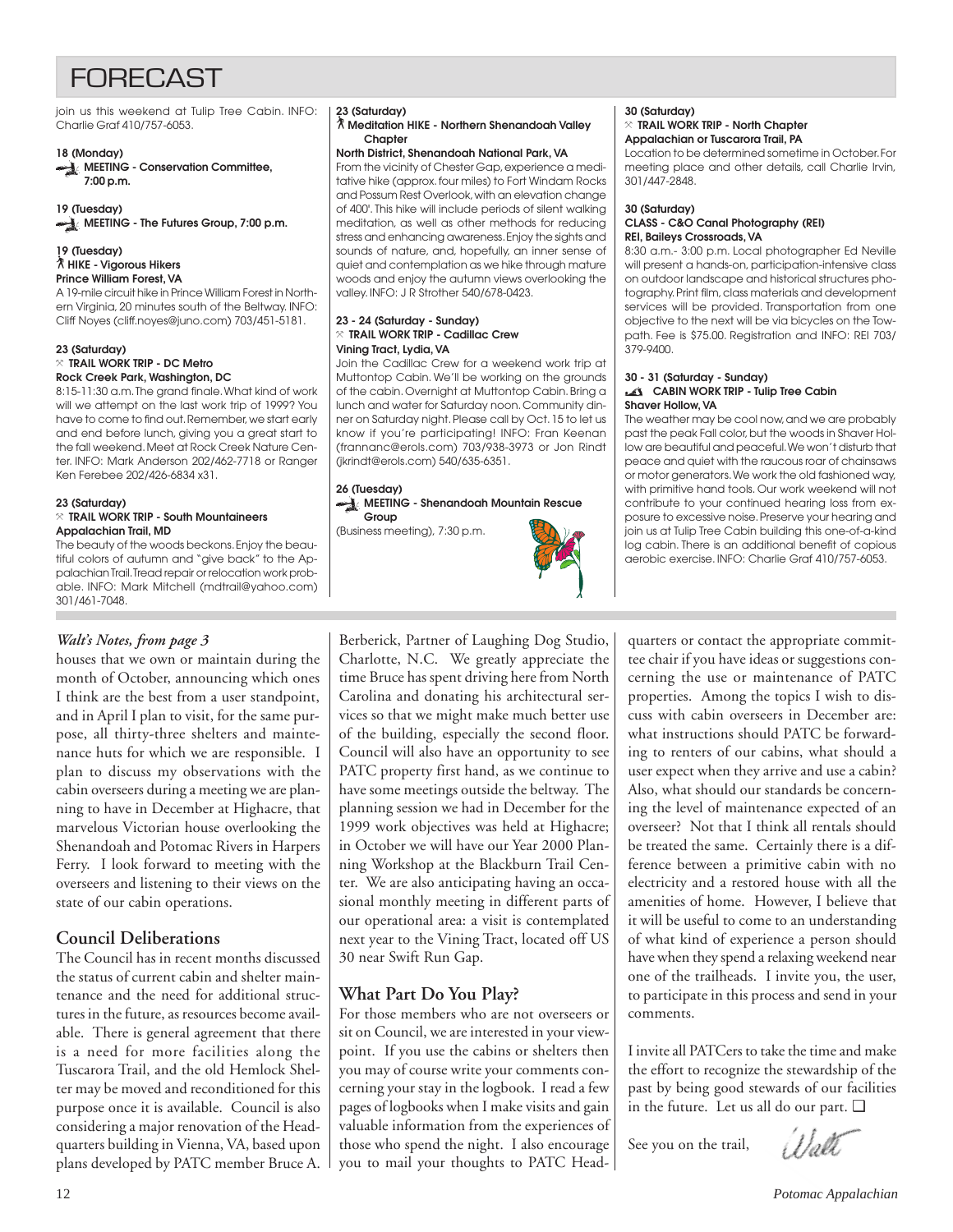# FORECAST

join us this weekend at Tulip Tree Cabin. INFO: Charlie Graf 410/757-6053.

**18 (Monday)**
**MEETING - Conservation Committee, 7:00 p.m.**

**19 (Tuesday)**
**MEETING - The Futures Group, 7:00 p.m.**

**19 (Tuesday)**
**HIKE - Vigorous Hikers**
**Prince William Forest, VA**
A 19-mile circuit hike in Prince William Forest in Northern Virginia, 20 minutes south of the Beltway. INFO: Cliff Noyes (cliff.noyes@juno.com) 703/451-5181.

**23 (Saturday)**
**TRAIL WORK TRIP - DC Metro**
**Rock Creek Park, Washington, DC**
8:15-11:30 a.m. The grand finale. What kind of work will we attempt on the last work trip of 1999? You have to come to find out. Remember, we start early and end before lunch, giving you a great start to the fall weekend. Meet at Rock Creek Nature Center. INFO: Mark Anderson 202/462-7718 or Ranger Ken Ferebee 202/426-6834 x31.

**23 (Saturday)**
**TRAIL WORK TRIP - South Mountaineers**
**Appalachian Trail, MD**
The beauty of the woods beckons. Enjoy the beautiful colors of autumn and "give back" to the Appalachian Trail. Tread repair or relocation work probable. INFO: Mark Mitchell (mdtrail@yahoo.com) 301/461-7048.

**23 (Saturday)**
**Meditation HIKE - Northern Shenandoah Valley Chapter**
**North District, Shenandoah National Park, VA**
From the vicinity of Chester Gap, experience a meditative hike (approx. four miles) to Fort Windam Rocks and Possum Rest Overlook, with an elevation change of 400'. This hike will include periods of silent walking meditation, as well as other methods for reducing stress and enhancing awareness. Enjoy the sights and sounds of nature, and, hopefully, an inner sense of quiet and contemplation as we hike through mature woods and enjoy the autumn views overlooking the valley. INFO: J R Strother 540/678-0423.

**23 - 24 (Saturday - Sunday)**
**TRAIL WORK TRIP - Cadillac Crew**
**Vining Tract, Lydia, VA**
Join the Cadillac Crew for a weekend work trip at Muttontop Cabin. We'll be working on the grounds of the cabin. Overnight at Muttontop Cabin. Bring a lunch and water for Saturday noon. Community dinner on Saturday night. Please call by Oct. 15 to let us know if you're participating! INFO: Fran Keenan (frannanc@erols.com) 703/938-3973 or Jon Rindt (jkrindt@erols.com) 540/635-6351.

**26 (Tuesday)**
**MEETING - Shenandoah Mountain Rescue Group**
(Business meeting), 7:30 p.m.

**30 (Saturday)**
**TRAIL WORK TRIP - North Chapter**
**Appalachian or Tuscarora Trail, PA**
Location to be determined sometime in October. For meeting place and other details, call Charlie Irvin, 301/447-2848.

**30 (Saturday)**
**CLASS - C&O Canal Photography (REI)**
**REI, Baileys Crossroads, VA**
8:30 a.m.- 3:00 p.m. Local photographer Ed Neville will present a hands-on, participation-intensive class on outdoor landscape and historical structures photography. Print film, class materials and development services will be provided. Transportation from one objective to the next will be via bicycles on the Towpath. Fee is $75.00. Registration and INFO: REI 703/379-9400.

**30 - 31 (Saturday - Sunday)**
**CABIN WORK TRIP - Tulip Tree Cabin**
**Shaver Hollow, VA**
The weather may be cool now, and we are probably past the peak Fall color, but the woods in Shaver Hollow are beautiful and peaceful. We won't disturb that peace and quiet with the raucous roar of chainsaws or motor generators. We work the old fashioned way, with primitive hand tools. Our work weekend will not contribute to your continued hearing loss from exposure to excessive noise. Preserve your hearing and join us at Tulip Tree Cabin building this one-of-a-kind log cabin. There is an additional benefit of copious aerobic exercise. INFO: Charlie Graf 410/757-6053.

---

*Walt's Notes, from page 3*

houses that we own or maintain during the month of October, announcing which ones I think are the best from a user standpoint, and in April I plan to visit, for the same purpose, all thirty-three shelters and maintenance huts for which we are responsible. I plan to discuss my observations with the cabin overseers during a meeting we are planning to have in December at Highacre, that marvelous Victorian house overlooking the Shenandoah and Potomac Rivers in Harpers Ferry. I look forward to meeting with the overseers and listening to their views on the state of our cabin operations.

## Council Deliberations

The Council has in recent months discussed the status of current cabin and shelter maintenance and the need for additional structures in the future, as resources become available. There is general agreement that there is a need for more facilities along the Tuscarora Trail, and the old Hemlock Shelter may be moved and reconditioned for this purpose once it is available. Council is also considering a major renovation of the Headquarters building in Vienna, VA, based upon plans developed by PATC member Bruce A. Berberick, Partner of Laughing Dog Studio, Charlotte, N.C. We greatly appreciate the time Bruce has spent driving here from North Carolina and donating his architectural services so that we might make much better use of the building, especially the second floor. Council will also have an opportunity to see PATC property first hand, as we continue to have some meetings outside the beltway. The planning session we had in December for the 1999 work objectives was held at Highacre; in October we will have our Year 2000 Planning Workshop at the Blackburn Trail Center. We are also anticipating having an occasional monthly meeting in different parts of our operational area: a visit is contemplated next year to the Vining Tract, located off US 30 near Swift Run Gap.

## What Part Do You Play?

For those members who are not overseers or sit on Council, we are interested in your viewpoint. If you use the cabins or shelters then you may of course write your comments concerning your stay in the logbook. I read a few pages of logbooks when I make visits and gain valuable information from the experiences of those who spend the night. I also encourage you to mail your thoughts to PATC Headquarters or contact the appropriate committee chair if you have ideas or suggestions concerning the use or maintenance of PATC properties. Among the topics I wish to discuss with cabin overseers in December are: what instructions should PATC be forwarding to renters of our cabins, what should a user expect when they arrive and use a cabin? Also, what should our standards be concerning the level of maintenance expected of an overseer? Not that I think all rentals should be treated the same. Certainly there is a difference between a primitive cabin with no electricity and a restored house with all the amenities of home. However, I believe that it will be useful to come to an understanding of what kind of experience a person should have when they spend a relaxing weekend near one of the trailheads. I invite you, the user, to participate in this process and send in your comments.

I invite all PATCers to take the time and make the effort to recognize the stewardship of the past by being good stewards of our facilities in the future. Let us all do our part. ❑

See you on the trail,

*Walt*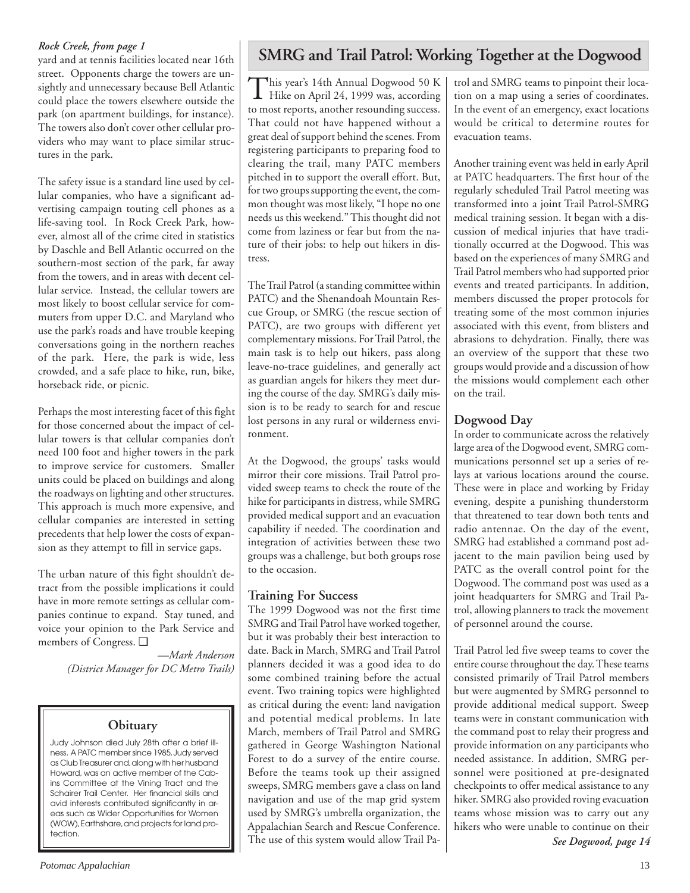*Rock Creek, from page 1*

yard and at tennis facilities located near 16th street. Opponents charge the towers are unsightly and unnecessary because Bell Atlantic could place the towers elsewhere outside the park (on apartment buildings, for instance). The towers also don't cover other cellular providers who may want to place similar structures in the park.

The safety issue is a standard line used by cellular companies, who have a significant advertising campaign touting cell phones as a life-saving tool. In Rock Creek Park, however, almost all of the crime cited in statistics by Daschle and Bell Atlantic occurred on the southern-most section of the park, far away from the towers, and in areas with decent cellular service. Instead, the cellular towers are most likely to boost cellular service for commuters from upper D.C. and Maryland who use the park's roads and have trouble keeping conversations going in the northern reaches of the park. Here, the park is wide, less crowded, and a safe place to hike, run, bike, horseback ride, or picnic.

Perhaps the most interesting facet of this fight for those concerned about the impact of cellular towers is that cellular companies don't need 100 foot and higher towers in the park to improve service for customers. Smaller units could be placed on buildings and along the roadways on lighting and other structures. This approach is much more expensive, and cellular companies are interested in setting precedents that help lower the costs of expansion as they attempt to fill in service gaps.

The urban nature of this fight shouldn't detract from the possible implications it could have in more remote settings as cellular companies continue to expand. Stay tuned, and voice your opinion to the Park Service and members of Congress. ❑

*—Mark Anderson*
*(District Manager for DC Metro Trails)*

## Obituary

Judy Johnson died July 28th after a brief illness. A PATC member since 1985, Judy served as Club Treasurer and, along with her husband Howard, was an active member of the Cabins Committee at the Vining Tract and the Schairer Trail Center. Her financial skills and avid interests contributed significantly in areas such as Wider Opportunities for Women (WOW), Earthshare, and projects for land protection.

# SMRG and Trail Patrol: Working Together at the Dogwood

This year's 14th Annual Dogwood 50 K Hike on April 24, 1999 was, according to most reports, another resounding success. That could not have happened without a great deal of support behind the scenes. From registering participants to preparing food to clearing the trail, many PATC members pitched in to support the overall effort. But, for two groups supporting the event, the common thought was most likely, "I hope no one needs us this weekend." This thought did not come from laziness or fear but from the nature of their jobs: to help out hikers in distress.

The Trail Patrol (a standing committee within PATC) and the Shenandoah Mountain Rescue Group, or SMRG (the rescue section of PATC), are two groups with different yet complementary missions. For Trail Patrol, the main task is to help out hikers, pass along leave-no-trace guidelines, and generally act as guardian angels for hikers they meet during the course of the day. SMRG's daily mission is to be ready to search for and rescue lost persons in any rural or wilderness environment.

At the Dogwood, the groups' tasks would mirror their core missions. Trail Patrol provided sweep teams to check the route of the hike for participants in distress, while SMRG provided medical support and an evacuation capability if needed. The coordination and integration of activities between these two groups was a challenge, but both groups rose to the occasion.

### Training For Success

The 1999 Dogwood was not the first time SMRG and Trail Patrol have worked together, but it was probably their best interaction to date. Back in March, SMRG and Trail Patrol planners decided it was a good idea to do some combined training before the actual event. Two training topics were highlighted as critical during the event: land navigation and potential medical problems. In late March, members of Trail Patrol and SMRG gathered in George Washington National Forest to do a survey of the entire course. Before the teams took up their assigned sweeps, SMRG members gave a class on land navigation and use of the map grid system used by SMRG's umbrella organization, the Appalachian Search and Rescue Conference. The use of this system would allow Trail Patrol and SMRG teams to pinpoint their location on a map using a series of coordinates. In the event of an emergency, exact locations would be critical to determine routes for evacuation teams.

Another training event was held in early April at PATC headquarters. The first hour of the regularly scheduled Trail Patrol meeting was transformed into a joint Trail Patrol-SMRG medical training session. It began with a discussion of medical injuries that have traditionally occurred at the Dogwood. This was based on the experiences of many SMRG and Trail Patrol members who had supported prior events and treated participants. In addition, members discussed the proper protocols for treating some of the most common injuries associated with this event, from blisters and abrasions to dehydration. Finally, there was an overview of the support that these two groups would provide and a discussion of how the missions would complement each other on the trail.

### Dogwood Day

In order to communicate across the relatively large area of the Dogwood event, SMRG communications personnel set up a series of relays at various locations around the course. These were in place and working by Friday evening, despite a punishing thunderstorm that threatened to tear down both tents and radio antennae. On the day of the event, SMRG had established a command post adjacent to the main pavilion being used by PATC as the overall control point for the Dogwood. The command post was used as a joint headquarters for SMRG and Trail Patrol, allowing planners to track the movement of personnel around the course.

Trail Patrol led five sweep teams to cover the entire course throughout the day. These teams consisted primarily of Trail Patrol members but were augmented by SMRG personnel to provide additional medical support. Sweep teams were in constant communication with the command post to relay their progress and provide information on any participants who needed assistance. In addition, SMRG personnel were positioned at pre-designated checkpoints to offer medical assistance to any hiker. SMRG also provided roving evacuation teams whose mission was to carry out any hikers who were unable to continue on their

***See Dogwood, page 14***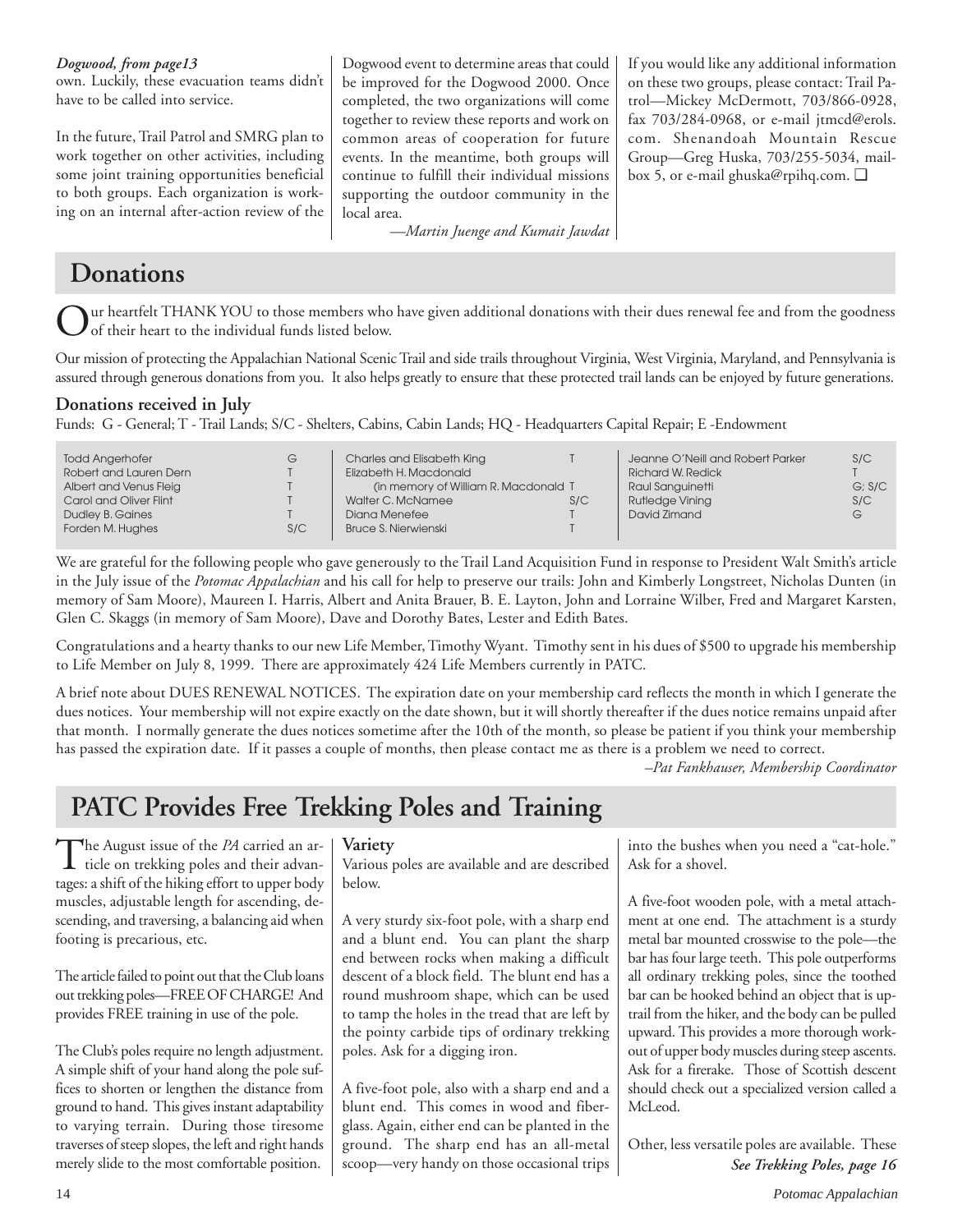*Dogwood, from page13*

own. Luckily, these evacuation teams didn't have to be called into service.

In the future, Trail Patrol and SMRG plan to work together on other activities, including some joint training opportunities beneficial to both groups. Each organization is working on an internal after-action review of the Dogwood event to determine areas that could be improved for the Dogwood 2000. Once completed, the two organizations will come together to review these reports and work on common areas of cooperation for future events. In the meantime, both groups will continue to fulfill their individual missions supporting the outdoor community in the local area.

*—Martin Juenge and Kumait Jawdat*

If you would like any additional information on these two groups, please contact: Trail Patrol—Mickey McDermott, 703/866-0928, fax 703/284-0968, or e-mail jtmcd@erols.com. Shenandoah Mountain Rescue Group—Greg Huska, 703/255-5034, mailbox 5, or e-mail ghuska@rpihq.com. ❑

## Donations

Our heartfelt THANK YOU to those members who have given additional donations with their dues renewal fee and from the goodness of their heart to the individual funds listed below.

Our mission of protecting the Appalachian National Scenic Trail and side trails throughout Virginia, West Virginia, Maryland, and Pennsylvania is assured through generous donations from you. It also helps greatly to ensure that these protected trail lands can be enjoyed by future generations.

### Donations received in July

Funds: G - General; T - Trail Lands; S/C - Shelters, Cabins, Cabin Lands; HQ - Headquarters Capital Repair; E -Endowment

| Name | Fund |
|---|---|
| Todd Angerhofer | G |
| Robert and Lauren Dern | T |
| Albert and Venus Fleig | T |
| Carol and Oliver Flint | T |
| Dudley B. Gaines | T |
| Forden M. Hughes | S/C |
| Charles and Elisabeth King | T |
| Elizabeth H. Macdonald (in memory of William R. Macdonald) | T |
| Walter C. McNamee | S/C |
| Diana Menefee | T |
| Bruce S. Nierwienski | T |
| Jeanne O'Neill and Robert Parker | S/C |
| Richard W. Redick | T |
| Raul Sanguinetti | G; S/C |
| Rutledge Vining | S/C |
| David Zimand | G |

We are grateful for the following people who gave generously to the Trail Land Acquisition Fund in response to President Walt Smith's article in the July issue of the *Potomac Appalachian* and his call for help to preserve our trails: John and Kimberly Longstreet, Nicholas Dunten (in memory of Sam Moore), Maureen I. Harris, Albert and Anita Brauer, B. E. Layton, John and Lorraine Wilber, Fred and Margaret Karsten, Glen C. Skaggs (in memory of Sam Moore), Dave and Dorothy Bates, Lester and Edith Bates.

Congratulations and a hearty thanks to our new Life Member, Timothy Wyant. Timothy sent in his dues of $500 to upgrade his membership to Life Member on July 8, 1999. There are approximately 424 Life Members currently in PATC.

A brief note about DUES RENEWAL NOTICES. The expiration date on your membership card reflects the month in which I generate the dues notices. Your membership will not expire exactly on the date shown, but it will shortly thereafter if the dues notice remains unpaid after that month. I normally generate the dues notices sometime after the 10th of the month, so please be patient if you think your membership has passed the expiration date. If it passes a couple of months, then please contact me as there is a problem we need to correct.

*–Pat Fankhauser, Membership Coordinator*

## PATC Provides Free Trekking Poles and Training

The August issue of the *PA* carried an article on trekking poles and their advantages: a shift of the hiking effort to upper body muscles, adjustable length for ascending, descending, and traversing, a balancing aid when footing is precarious, etc.

The article failed to point out that the Club loans out trekking poles—FREE OF CHARGE! And provides FREE training in use of the pole.

The Club's poles require no length adjustment. A simple shift of your hand along the pole suffices to shorten or lengthen the distance from ground to hand. This gives instant adaptability to varying terrain. During those tiresome traverses of steep slopes, the left and right hands merely slide to the most comfortable position.

### Variety

Various poles are available and are described below.

A very sturdy six-foot pole, with a sharp end and a blunt end. You can plant the sharp end between rocks when making a difficult descent of a block field. The blunt end has a round mushroom shape, which can be used to tamp the holes in the tread that are left by the pointy carbide tips of ordinary trekking poles. Ask for a digging iron.

A five-foot pole, also with a sharp end and a blunt end. This comes in wood and fiberglass. Again, either end can be planted in the ground. The sharp end has an all-metal scoop—very handy on those occasional trips into the bushes when you need a "cat-hole." Ask for a shovel.

A five-foot wooden pole, with a metal attachment at one end. The attachment is a sturdy metal bar mounted crosswise to the pole—the bar has four large teeth. This pole outperforms all ordinary trekking poles, since the toothed bar can be hooked behind an object that is uptrail from the hiker, and the body can be pulled upward. This provides a more thorough workout of upper body muscles during steep ascents. Ask for a firerake. Those of Scottish descent should check out a specialized version called a McLeod.

Other, less versatile poles are available. These

***See Trekking Poles, page 16***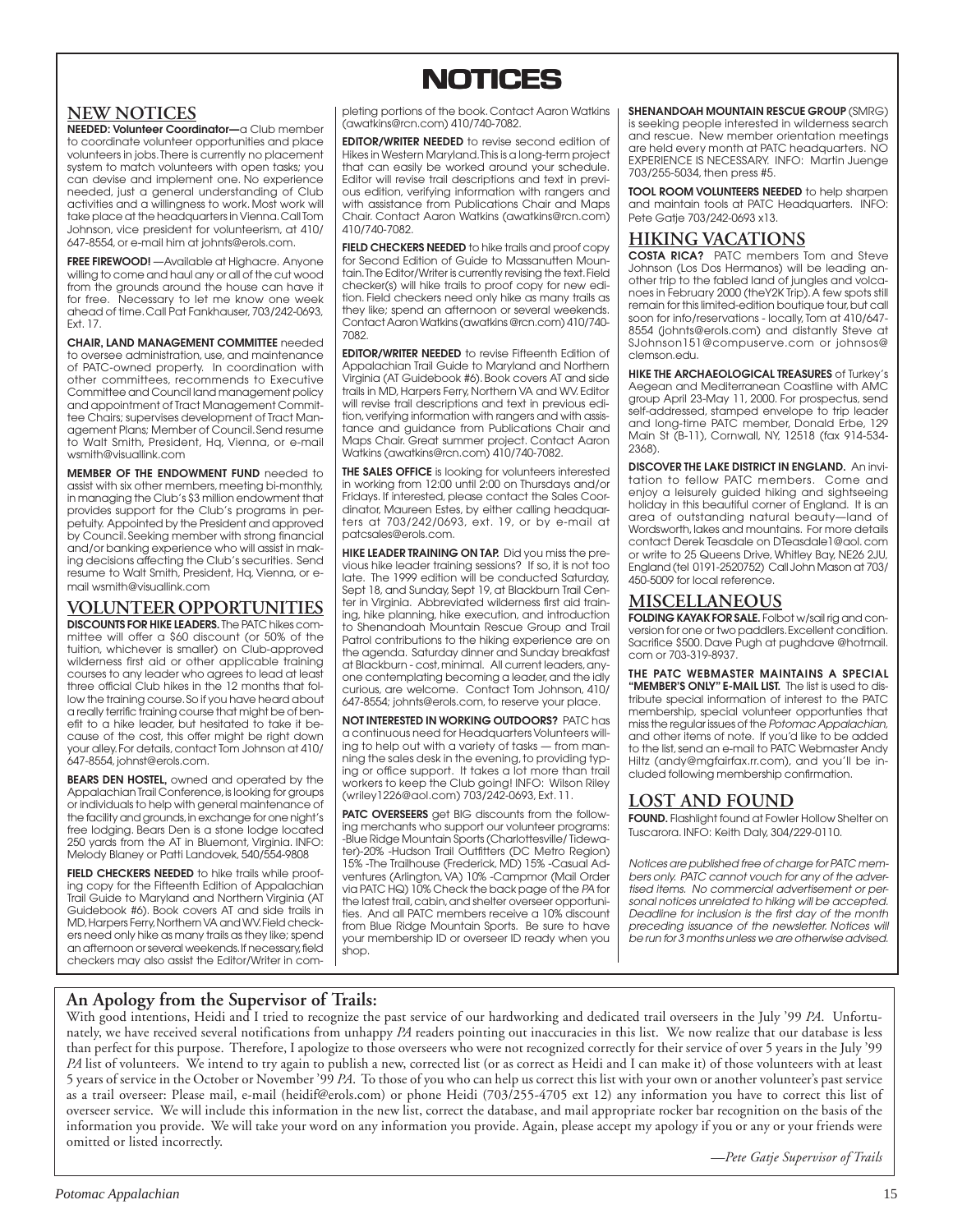# NOTICES

## NEW NOTICES

**NEEDED: Volunteer Coordinator—**a Club member to coordinate volunteer opportunities and place volunteers in jobs. There is currently no placement system to match volunteers with open tasks; you can devise and implement one. No experience needed, just a general understanding of Club activities and a willingness to work. Most work will take place at the headquarters in Vienna. Call Tom Johnson, vice president for volunteerism, at 410/647-8554, or e-mail him at johnts@erols.com.

**FREE FIREWOOD!** —Available at Highacre. Anyone willing to come and haul any or all of the cut wood from the grounds around the house can have it for free. Necessary to let me know one week ahead of time. Call Pat Fankhauser, 703/242-0693, Ext. 17.

**CHAIR, LAND MANAGEMENT COMMITTEE** needed to oversee administration, use, and maintenance of PATC-owned property. In coordination with other committees, recommends to Executive Committee and Council land management policy and appointment of Tract Management Committee Chairs; supervises development of Tract Management Plans; Member of Council. Send resume to Walt Smith, President, Hq, Vienna, or e-mail wsmith@visuallink.com

**MEMBER OF THE ENDOWMENT FUND** needed to assist with six other members, meeting bi-monthly, in managing the Club's $3 million endowment that provides support for the Club's programs in perpetuity. Appointed by the President and approved by Council. Seeking member with strong financial and/or banking experience who will assist in making decisions affecting the Club's securities. Send resume to Walt Smith, President, Hq, Vienna, or e-mail wsmith@visuallink.com

## VOLUNTEER OPPORTUNITIES

**DISCOUNTS FOR HIKE LEADERS.** The PATC hikes committee will offer a $60 discount (or 50% of the tuition, whichever is smaller) on Club-approved wilderness first aid or other applicable training courses to any leader who agrees to lead at least three official Club hikes in the 12 months that follow the training course. So if you have heard about a really terrific training course that might be of benefit to a hike leader, but hesitated to take it because of the cost, this offer might be right down your alley. For details, contact Tom Johnson at 410/647-8554, johnst@erols.com.

**BEARS DEN HOSTEL,** owned and operated by the Appalachian Trail Conference, is looking for groups or individuals to help with general maintenance of the facility and grounds, in exchange for one night's free lodging. Bears Den is a stone lodge located 250 yards from the AT in Bluemont, Virginia. INFO: Melody Blaney or Patti Landovek, 540/554-9808

**FIELD CHECKERS NEEDED** to hike trails while proofing copy for the Fifteenth Edition of Appalachian Trail Guide to Maryland and Northern Virginia (AT Guidebook #6). Book covers AT and side trails in MD, Harpers Ferry, Northern VA and WV. Field checkers need only hike as many trails as they like; spend an afternoon or several weekends. If necessary, field checkers may also assist the Editor/Writer in completing portions of the book. Contact Aaron Watkins (awatkins@rcn.com) 410/740-7082.

**EDITOR/WRITER NEEDED** to revise second edition of Hikes in Western Maryland. This is a long-term project that can easily be worked around your schedule. Editor will revise trail descriptions and text in previous edition, verifying information with rangers and with assistance from Publications Chair and Maps Chair. Contact Aaron Watkins (awatkins@rcn.com) 410/740-7082.

**FIELD CHECKERS NEEDED** to hike trails and proof copy for Second Edition of Guide to Massanutten Mountain. The Editor/Writer is currently revising the text. Field checker(s) will hike trails to proof copy for new edition. Field checkers need only hike as many trails as they like; spend an afternoon or several weekends. Contact Aaron Watkins (awatkins@rcn.com) 410/740-7082.

**EDITOR/WRITER NEEDED** to revise Fifteenth Edition of Appalachian Trail Guide to Maryland and Northern Virginia (AT Guidebook #6). Book covers AT and side trails in MD, Harpers Ferry, Northern VA and WV. Editor will revise trail descriptions and text in previous edition, verifying information with rangers and with assistance and guidance from Publications Chair and Maps Chair. Great summer project. Contact Aaron Watkins (awatkins@rcn.com) 410/740-7082.

**THE SALES OFFICE** is looking for volunteers interested in working from 12:00 until 2:00 on Thursdays and/or Fridays. If interested, please contact the Sales Coordinator, Maureen Estes, by either calling headquarters at 703/242/0693, ext. 19, or by e-mail at patcsales@erols.com.

**HIKE LEADER TRAINING ON TAP.** Did you miss the previous hike leader training sessions? If so, it is not too late. The 1999 edition will be conducted Saturday, Sept 18, and Sunday, Sept 19, at Blackburn Trail Center in Virginia. Abbreviated wilderness first aid training, hike planning, hike execution, and introduction to Shenandoah Mountain Rescue Group and Trail Patrol contributions to the hiking experience are on the agenda. Saturday dinner and Sunday breakfast at Blackburn - cost, minimal. All current leaders, anyone contemplating becoming a leader, and the idly curious, are welcome. Contact Tom Johnson, 410/647-8554; johnts@erols.com, to reserve your place.

**NOT INTERESTED IN WORKING OUTDOORS?** PATC has a continuous need for Headquarters Volunteers willing to help out with a variety of tasks — from manning the sales desk in the evening, to providing typing or office support. It takes a lot more than trail workers to keep the Club going! INFO: Wilson Riley (wriley1226@aol.com) 703/242-0693, Ext. 11.

**PATC OVERSEERS** get BIG discounts from the following merchants who support our volunteer programs: -Blue Ridge Mountain Sports (Charlottesville/ Tidewater)-20% -Hudson Trail Outfitters (DC Metro Region) 15% -The Trailhouse (Frederick, MD) 15% -Casual Adventures (Arlington, VA) 10% -Campmor (Mail Order via PATC HQ) 10% Check the back page of the *PA* for the latest trail, cabin, and shelter overseer opportunities. And all PATC members receive a 10% discount from Blue Ridge Mountain Sports. Be sure to have your membership ID or overseer ID ready when you shop.

**SHENANDOAH MOUNTAIN RESCUE GROUP** (SMRG) is seeking people interested in wilderness search and rescue. New member orientation meetings are held every month at PATC headquarters. NO EXPERIENCE IS NECESSARY. INFO: Martin Juenge 703/255-5034, then press #5.

**TOOL ROOM VOLUNTEERS NEEDED** to help sharpen and maintain tools at PATC Headquarters. INFO: Pete Gatje 703/242-0693 x13.

## HIKING VACATIONS

**COSTA RICA?** PATC members Tom and Steve Johnson (Los Dos Hermanos) will be leading another trip to the fabled land of jungles and volcanoes in February 2000 (theY2K Trip). A few spots still remain for this limited-edition boutique tour, but call soon for info/reservations - locally, Tom at 410/647-8554 (johnts@erols.com) and distantly Steve at SJohnson151@compuserve.com or johnsos@clemson.edu.

**HIKE THE ARCHAEOLOGICAL TREASURES** of Turkey's Aegean and Mediterranean Coastline with AMC group April 23-May 11, 2000. For prospectus, send self-addressed, stamped envelope to trip leader and long-time PATC member, Donald Erbe, 129 Main St (B-11), Cornwall, NY, 12518 (fax 914-534-2368).

**DISCOVER THE LAKE DISTRICT IN ENGLAND.** An invitation to fellow PATC members. Come and enjoy a leisurely guided hiking and sightseeing holiday in this beautiful corner of England. It is an area of outstanding natural beauty—land of Wordsworth, lakes and mountains. For more details contact Derek Teasdale on DTeasdale1@aol.com or write to 25 Queens Drive, Whitley Bay, NE26 2JU, England (tel 0191-2520752) Call John Mason at 703/450-5009 for local reference.

## MISCELLANEOUS

**FOLDING KAYAK FOR SALE.** Folbot w/sail rig and conversion for one or two paddlers. Excellent condition. Sacrifice $500. Dave Pugh at pughdave@hotmail.com or 703-319-8937.

**THE PATC WEBMASTER MAINTAINS A SPECIAL "MEMBER'S ONLY" E-MAIL LIST.** The list is used to distribute special information of interest to the PATC membership, special volunteer opportunities that miss the regular issues of the *Potomac Appalachian,* and other items of note. If you'd like to be added to the list, send an e-mail to PATC Webmaster Andy Hiltz (andy@mgfairfax.rr.com), and you'll be included following membership confirmation.

## LOST AND FOUND

**FOUND.** Flashlight found at Fowler Hollow Shelter on Tuscarora. INFO: Keith Daly, 304/229-0110.

*Notices are published free of charge for PATC members only. PATC cannot vouch for any of the advertised items. No commercial advertisement or personal notices unrelated to hiking will be accepted. Deadline for inclusion is the first day of the month preceding issuance of the newsletter. Notices will be run for 3 months unless we are otherwise advised.*

## An Apology from the Supervisor of Trails:

With good intentions, Heidi and I tried to recognize the past service of our hardworking and dedicated trail overseers in the July '99 *PA*. Unfortunately, we have received several notifications from unhappy *PA* readers pointing out inaccuracies in this list. We now realize that our database is less than perfect for this purpose. Therefore, I apologize to those overseers who were not recognized correctly for their service of over 5 years in the July '99 *PA* list of volunteers. We intend to try again to publish a new, corrected list (or as correct as Heidi and I can make it) of those volunteers with at least 5 years of service in the October or November '99 *PA*. To those of you who can help us correct this list with your own or another volunteer's past service as a trail overseer: Please mail, e-mail (heidif@erols.com) or phone Heidi (703/255-4705 ext 12) any information you have to correct this list of overseer service. We will include this information in the new list, correct the database, and mail appropriate rocker bar recognition on the basis of the information you provide. We will take your word on any information you provide. Again, please accept my apology if you or any or your friends were omitted or listed incorrectly.

*—Pete Gatje Supervisor of Trails*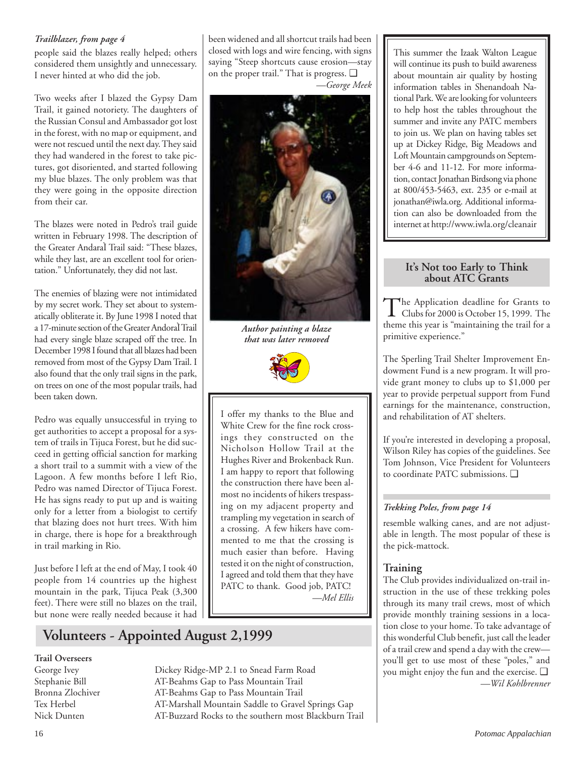*Trailblazer, from page 4*

people said the blazes really helped; others considered them unsightly and unnecessary. I never hinted at who did the job.

Two weeks after I blazed the Gypsy Dam Trail, it gained notoriety. The daughters of the Russian Consul and Ambassador got lost in the forest, with no map or equipment, and were not rescued until the next day. They said they had wandered in the forest to take pictures, got disoriented, and started following my blue blazes. The only problem was that they were going in the opposite direction from their car.

The blazes were noted in Pedro's trail guide written in February 1998. The description of the Greater Andaraȉ Trail said: "These blazes, while they last, are an excellent tool for orientation." Unfortunately, they did not last.

The enemies of blazing were not intimidated by my secret work. They set about to systematically obliterate it. By June 1998 I noted that a 17-minute section of the Greater Andoraȉ Trail had every single blaze scraped off the tree. In December 1998 I found that all blazes had been removed from most of the Gypsy Dam Trail. I also found that the only trail signs in the park, on trees on one of the most popular trails, had been taken down.

Pedro was equally unsuccessful in trying to get authorities to accept a proposal for a system of trails in Tijuca Forest, but he did succeed in getting official sanction for marking a short trail to a summit with a view of the Lagoon. A few months before I left Rio, Pedro was named Director of Tijuca Forest. He has signs ready to put up and is waiting only for a letter from a biologist to certify that blazing does not hurt trees. With him in charge, there is hope for a breakthrough in trail marking in Rio.

Just before I left at the end of May, I took 40 people from 14 countries up the highest mountain in the park, Tijuca Peak (3,300 feet). There were still no blazes on the trail, but none were really needed because it had been widened and all shortcut trails had been closed with logs and wire fencing, with signs saying "Steep shortcuts cause erosion—stay on the proper trail." That is progress. ❑

*—George Meek*

***Author painting a blaze that was later removed***

I offer my thanks to the Blue and White Crew for the fine rock crossings they constructed on the Nicholson Hollow Trail at the Hughes River and Brokenback Run. I am happy to report that following the construction there have been almost no incidents of hikers trespassing on my adjacent property and trampling my vegetation in search of a crossing. A few hikers have commented to me that the crossing is much easier than before. Having tested it on the night of construction, I agreed and told them that they have PATC to thank. Good job, PATC!

*—Mel Ellis*

This summer the Izaak Walton League will continue its push to build awareness about mountain air quality by hosting information tables in Shenandoah National Park. We are looking for volunteers to help host the tables throughout the summer and invite any PATC members to join us. We plan on having tables set up at Dickey Ridge, Big Meadows and Loft Mountain campgrounds on September 4-6 and 11-12. For more information, contact Jonathan Birdsong via phone at 800/453-5463, ext. 235 or e-mail at jonathan@iwla.org. Additional information can also be downloaded from the internet at http://www.iwla.org/cleanair

## It's Not too Early to Think about ATC Grants

The Application deadline for Grants to Clubs for 2000 is October 15, 1999. The theme this year is "maintaining the trail for a primitive experience."

The Sperling Trail Shelter Improvement Endowment Fund is a new program. It will provide grant money to clubs up to $1,000 per year to provide perpetual support from Fund earnings for the maintenance, construction, and rehabilitation of AT shelters.

If you're interested in developing a proposal, Wilson Riley has copies of the guidelines. See Tom Johnson, Vice President for Volunteers to coordinate PATC submissions. ❑

*Trekking Poles, from page 14*

resemble walking canes, and are not adjustable in length. The most popular of these is the pick-mattock.

### Training

The Club provides individualized on-trail instruction in the use of these trekking poles through its many trail crews, most of which provide monthly training sessions in a location close to your home. To take advantage of this wonderful Club benefit, just call the leader of a trail crew and spend a day with the crew—you'll get to use most of these "poles," and you might enjoy the fun and the exercise. ❑

*—Wil Kohlbrenner*

## Volunteers - Appointed August 2,1999

**Trail Overseers**

| | |
|---|---|
| George Ivey | Dickey Ridge-MP 2.1 to Snead Farm Road |
| Stephanie Bill | AT-Beahms Gap to Pass Mountain Trail |
| Bronna Zlochiver | AT-Beahms Gap to Pass Mountain Trail |
| Tex Herbel | AT-Marshall Mountain Saddle to Gravel Springs Gap |
| Nick Dunten | AT-Buzzard Rocks to the southern most Blackburn Trail |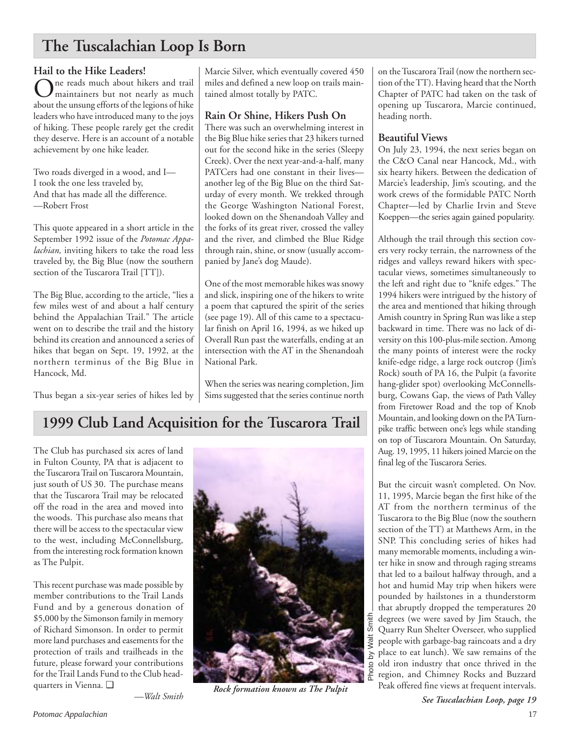# The Tuscalachian Loop Is Born

### Hail to the Hike Leaders!

One reads much about hikers and trail maintainers but not nearly as much about the unsung efforts of the legions of hike leaders who have introduced many to the joys of hiking. These people rarely get the credit they deserve. Here is an account of a notable achievement by one hike leader.

Two roads diverged in a wood, and I—
I took the one less traveled by,
And that has made all the difference.
—Robert Frost

This quote appeared in a short article in the September 1992 issue of the *Potomac Appalachian,* inviting hikers to take the road less traveled by, the Big Blue (now the southern section of the Tuscarora Trail [TT]).

The Big Blue, according to the article, "lies a few miles west of and about a half century behind the Appalachian Trail." The article went on to describe the trail and the history behind its creation and announced a series of hikes that began on Sept. 19, 1992, at the northern terminus of the Big Blue in Hancock, Md.

Thus began a six-year series of hikes led by Marcie Silver, which eventually covered 450 miles and defined a new loop on trails maintained almost totally by PATC.

### Rain Or Shine, Hikers Push On

There was such an overwhelming interest in the Big Blue hike series that 23 hikers turned out for the second hike in the series (Sleepy Creek). Over the next year-and-a-half, many PATCers had one constant in their lives—another leg of the Big Blue on the third Saturday of every month. We trekked through the George Washington National Forest, looked down on the Shenandoah Valley and the forks of its great river, crossed the valley and the river, and climbed the Blue Ridge through rain, shine, or snow (usually accompanied by Jane's dog Maude).

One of the most memorable hikes was snowy and slick, inspiring one of the hikers to write a poem that captured the spirit of the series (see page 19). All of this came to a spectacular finish on April 16, 1994, as we hiked up Overall Run past the waterfalls, ending at an intersection with the AT in the Shenandoah National Park.

When the series was nearing completion, Jim Sims suggested that the series continue north on the Tuscarora Trail (now the northern section of the TT). Having heard that the North Chapter of PATC had taken on the task of opening up Tuscarora, Marcie continued, heading north.

### Beautiful Views

On July 23, 1994, the next series began on the C&O Canal near Hancock, Md., with six hearty hikers. Between the dedication of Marcie's leadership, Jim's scouting, and the work crews of the formidable PATC North Chapter—led by Charlie Irvin and Steve Koeppen—the series again gained popularity.

Although the trail through this section covers very rocky terrain, the narrowness of the ridges and valleys reward hikers with spectacular views, sometimes simultaneously to the left and right due to "knife edges." The 1994 hikers were intrigued by the history of the area and mentioned that hiking through Amish country in Spring Run was like a step backward in time. There was no lack of diversity on this 100-plus-mile section. Among the many points of interest were the rocky knife-edge ridge, a large rock outcrop (Jim's Rock) south of PA 16, the Pulpit (a favorite hang-glider spot) overlooking McConnellsburg, Cowans Gap, the views of Path Valley from Firetower Road and the top of Knob Mountain, and looking down on the PA Turnpike traffic between one's legs while standing on top of Tuscarora Mountain. On Saturday, Aug. 19, 1995, 11 hikers joined Marcie on the final leg of the Tuscarora Series.

But the circuit wasn't completed. On Nov. 11, 1995, Marcie began the first hike of the AT from the northern terminus of the Tuscarora to the Big Blue (now the southern section of the TT) at Matthews Arm, in the SNP. This concluding series of hikes had many memorable moments, including a winter hike in snow and through raging streams that led to a bailout halfway through, and a hot and humid May trip when hikers were pounded by hailstones in a thunderstorm that abruptly dropped the temperatures 20 degrees (we were saved by Jim Stauch, the Quarry Run Shelter Overseer, who supplied people with garbage-bag raincoats and a dry place to eat lunch). We saw remains of the old iron industry that once thrived in the region, and Chimney Rocks and Buzzard Peak offered fine views at frequent intervals.

***See Tuscalachian Loop, page 19***

# 1999 Club Land Acquisition for the Tuscarora Trail

The Club has purchased six acres of land in Fulton County, PA that is adjacent to the Tuscarora Trail on Tuscarora Mountain, just south of US 30. The purchase means that the Tuscarora Trail may be relocated off the road in the area and moved into the woods. This purchase also means that there will be access to the spectacular view to the west, including McConnellsburg, from the interesting rock formation known as The Pulpit.

This recent purchase was made possible by member contributions to the Trail Lands Fund and by a generous donation of $5,000 by the Simonson family in memory of Richard Simonson. In order to permit more land purchases and easements for the protection of trails and trailheads in the future, please forward your contributions for the Trail Lands Fund to the Club headquarters in Vienna. ❑

*—Walt Smith*

Photo by Walt Smith

***Rock formation known as The Pulpit***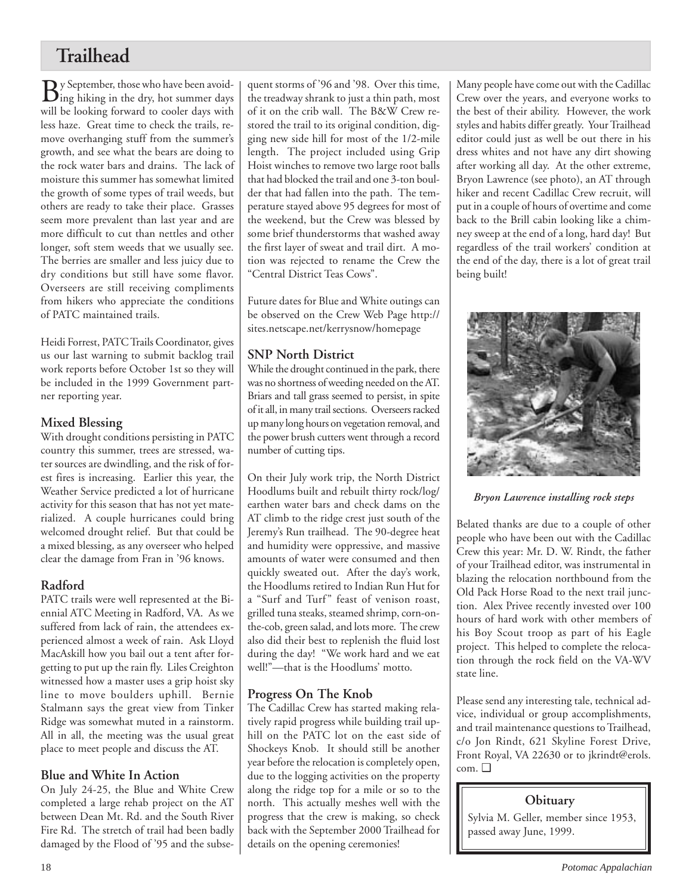# Trailhead

By September, those who have been avoiding hiking in the dry, hot summer days will be looking forward to cooler days with less haze. Great time to check the trails, remove overhanging stuff from the summer's growth, and see what the bears are doing to the rock water bars and drains. The lack of moisture this summer has somewhat limited the growth of some types of trail weeds, but others are ready to take their place. Grasses seem more prevalent than last year and are more difficult to cut than nettles and other longer, soft stem weeds that we usually see. The berries are smaller and less juicy due to dry conditions but still have some flavor. Overseers are still receiving compliments from hikers who appreciate the conditions of PATC maintained trails.

Heidi Forrest, PATC Trails Coordinator, gives us our last warning to submit backlog trail work reports before October 1st so they will be included in the 1999 Government partner reporting year.

## Mixed Blessing

With drought conditions persisting in PATC country this summer, trees are stressed, water sources are dwindling, and the risk of forest fires is increasing. Earlier this year, the Weather Service predicted a lot of hurricane activity for this season that has not yet materialized. A couple hurricanes could bring welcomed drought relief. But that could be a mixed blessing, as any overseer who helped clear the damage from Fran in '96 knows.

## Radford

PATC trails were well represented at the Biennial ATC Meeting in Radford, VA. As we suffered from lack of rain, the attendees experienced almost a week of rain. Ask Lloyd MacAskill how you bail out a tent after forgetting to put up the rain fly. Liles Creighton witnessed how a master uses a grip hoist sky line to move boulders uphill. Bernie Stalmann says the great view from Tinker Ridge was somewhat muted in a rainstorm. All in all, the meeting was the usual great place to meet people and discuss the AT.

## Blue and White In Action

On July 24-25, the Blue and White Crew completed a large rehab project on the AT between Dean Mt. Rd. and the South River Fire Rd. The stretch of trail had been badly damaged by the Flood of '95 and the subsequent storms of '96 and '98. Over this time, the treadway shrank to just a thin path, most of it on the crib wall. The B&W Crew restored the trail to its original condition, digging new side hill for most of the 1/2-mile length. The project included using Grip Hoist winches to remove two large root balls that had blocked the trail and one 3-ton boulder that had fallen into the path. The temperature stayed above 95 degrees for most of the weekend, but the Crew was blessed by some brief thunderstorms that washed away the first layer of sweat and trail dirt. A motion was rejected to rename the Crew the "Central District Teas Cows".

Future dates for Blue and White outings can be observed on the Crew Web Page http://sites.netscape.net/kerrysnow/homepage

## SNP North District

While the drought continued in the park, there was no shortness of weeding needed on the AT. Briars and tall grass seemed to persist, in spite of it all, in many trail sections. Overseers racked up many long hours on vegetation removal, and the power brush cutters went through a record number of cutting tips.

On their July work trip, the North District Hoodlums built and rebuilt thirty rock/log/earthen water bars and check dams on the AT climb to the ridge crest just south of the Jeremy's Run trailhead. The 90-degree heat and humidity were oppressive, and massive amounts of water were consumed and then quickly sweated out. After the day's work, the Hoodlums retired to Indian Run Hut for a "Surf and Turf" feast of venison roast, grilled tuna steaks, steamed shrimp, corn-on-the-cob, green salad, and lots more. The crew also did their best to replenish the fluid lost during the day! "We work hard and we eat well!"—that is the Hoodlums' motto.

## Progress On The Knob

The Cadillac Crew has started making relatively rapid progress while building trail uphill on the PATC lot on the east side of Shockeys Knob. It should still be another year before the relocation is completely open, due to the logging activities on the property along the ridge top for a mile or so to the north. This actually meshes well with the progress that the crew is making, so check back with the September 2000 Trailhead for details on the opening ceremonies!

Many people have come out with the Cadillac Crew over the years, and everyone works to the best of their ability. However, the work styles and habits differ greatly. Your Trailhead editor could just as well be out there in his dress whites and not have any dirt showing after working all day. At the other extreme, Bryon Lawrence (see photo), an AT through hiker and recent Cadillac Crew recruit, will put in a couple of hours of overtime and come back to the Brill cabin looking like a chimney sweep at the end of a long, hard day! But regardless of the trail workers' condition at the end of the day, there is a lot of great trail being built!

***Bryon Lawrence installing rock steps***

Belated thanks are due to a couple of other people who have been out with the Cadillac Crew this year: Mr. D. W. Rindt, the father of your Trailhead editor, was instrumental in blazing the relocation northbound from the Old Pack Horse Road to the next trail junction. Alex Privee recently invested over 100 hours of hard work with other members of his Boy Scout troop as part of his Eagle project. This helped to complete the relocation through the rock field on the VA-WV state line.

Please send any interesting tale, technical advice, individual or group accomplishments, and trail maintenance questions to Trailhead, c/o Jon Rindt, 621 Skyline Forest Drive, Front Royal, VA 22630 or to jkrindt@erols.com. ❑

## Obituary

Sylvia M. Geller, member since 1953, passed away June, 1999.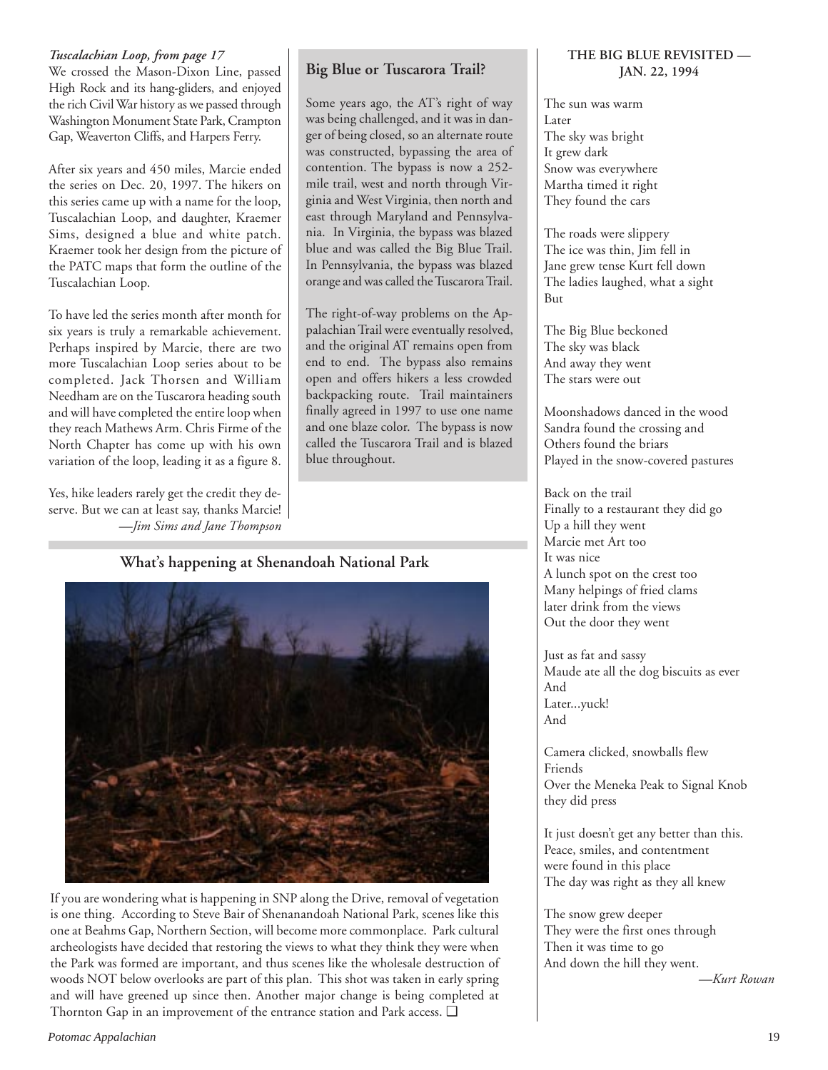*Tuscalachian Loop, from page 17*

We crossed the Mason-Dixon Line, passed High Rock and its hang-gliders, and enjoyed the rich Civil War history as we passed through Washington Monument State Park, Crampton Gap, Weaverton Cliffs, and Harpers Ferry.

After six years and 450 miles, Marcie ended the series on Dec. 20, 1997. The hikers on this series came up with a name for the loop, Tuscalachian Loop, and daughter, Kraemer Sims, designed a blue and white patch. Kraemer took her design from the picture of the PATC maps that form the outline of the Tuscalachian Loop.

To have led the series month after month for six years is truly a remarkable achievement. Perhaps inspired by Marcie, there are two more Tuscalachian Loop series about to be completed. Jack Thorsen and William Needham are on the Tuscarora heading south and will have completed the entire loop when they reach Mathews Arm. Chris Firme of the North Chapter has come up with his own variation of the loop, leading it as a figure 8.

Yes, hike leaders rarely get the credit they deserve. But we can at least say, thanks Marcie!

*—Jim Sims and Jane Thompson*

## Big Blue or Tuscarora Trail?

Some years ago, the AT's right of way was being challenged, and it was in danger of being closed, so an alternate route was constructed, bypassing the area of contention. The bypass is now a 252-mile trail, west and north through Virginia and West Virginia, then north and east through Maryland and Pennsylvania. In Virginia, the bypass was blazed blue and was called the Big Blue Trail. In Pennsylvania, the bypass was blazed orange and was called the Tuscarora Trail.

The right-of-way problems on the Appalachian Trail were eventually resolved, and the original AT remains open from end to end. The bypass also remains open and offers hikers a less crowded backpacking route. Trail maintainers finally agreed in 1997 to use one name and one blaze color. The bypass is now called the Tuscarora Trail and is blazed blue throughout.

## What's happening at Shenandoah National Park

If you are wondering what is happening in SNP along the Drive, removal of vegetation is one thing. According to Steve Bair of Shenanandoah National Park, scenes like this one at Beahms Gap, Northern Section, will become more commonplace. Park cultural archeologists have decided that restoring the views to what they think they were when the Park was formed are important, and thus scenes like the wholesale destruction of woods NOT below overlooks are part of this plan. This shot was taken in early spring and will have greened up since then. Another major change is being completed at Thornton Gap in an improvement of the entrance station and Park access. ❑

## THE BIG BLUE REVISITED — JAN. 22, 1994

The sun was warm  
Later  
The sky was bright  
It grew dark  
Snow was everywhere  
Martha timed it right  
They found the cars

The roads were slippery  
The ice was thin, Jim fell in  
Jane grew tense Kurt fell down  
The ladies laughed, what a sight  
But

The Big Blue beckoned  
The sky was black  
And away they went  
The stars were out

Moonshadows danced in the wood  
Sandra found the crossing and  
Others found the briars  
Played in the snow-covered pastures

Back on the trail  
Finally to a restaurant they did go  
Up a hill they went  
Marcie met Art too  
It was nice  
A lunch spot on the crest too  
Many helpings of fried clams  
later drink from the views  
Out the door they went

Just as fat and sassy  
Maude ate all the dog biscuits as ever  
And  
Later...yuck!  
And

Camera clicked, snowballs flew  
Friends  
Over the Meneka Peak to Signal Knob  
they did press

It just doesn't get any better than this.  
Peace, smiles, and contentment  
were found in this place  
The day was right as they all knew

The snow grew deeper  
They were the first ones through  
Then it was time to go  
And down the hill they went.

*—Kurt Rowan*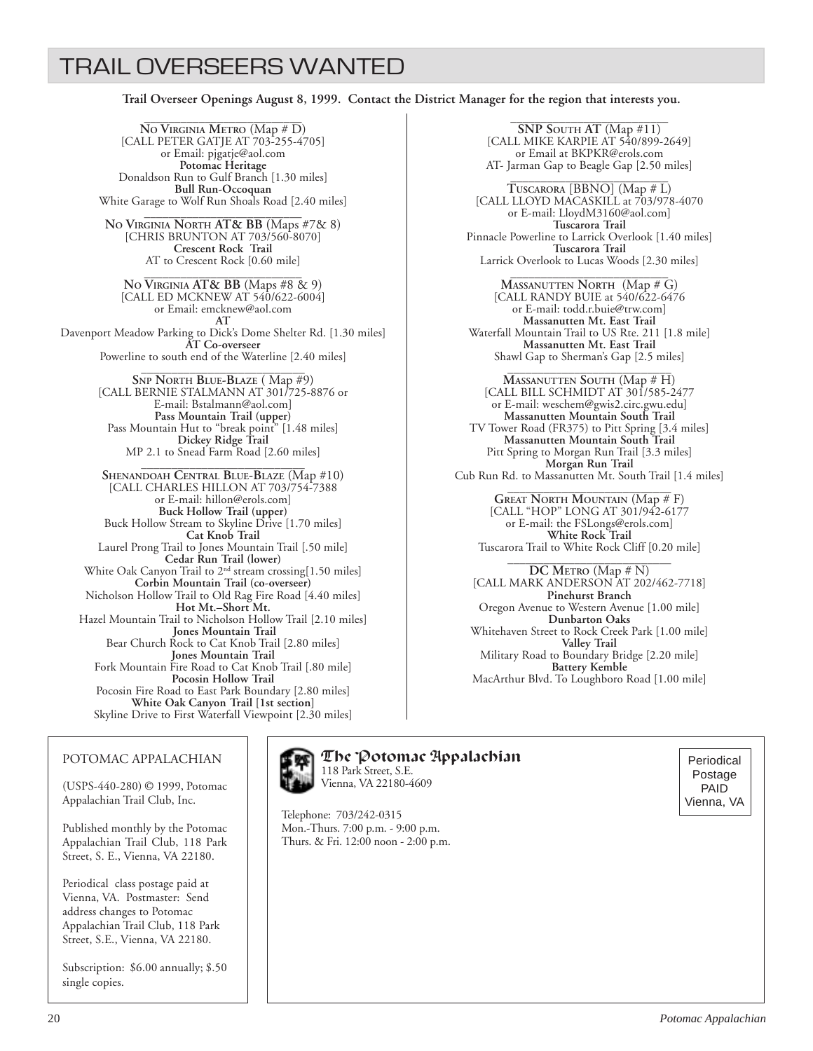# TRAIL OVERSEERS WANTED

**Trail Overseer Openings August 8, 1999. Contact the District Manager for the region that interests you.**

NO VIRGINIA METRO (Map # D)
[CALL PETER GATJE AT 703-255-4705]
or Email: pjgatje@aol.com
**Potomac Heritage**
Donaldson Run to Gulf Branch [1.30 miles]
**Bull Run-Occoquan**
White Garage to Wolf Run Shoals Road [2.40 miles]

NO VIRGINIA NORTH **AT& BB** (Maps #7& 8)
[CHRIS BRUNTON AT 703/560-8070]
**Crescent Rock Trail**
AT to Crescent Rock [0.60 mile]

NO VIRGINIA **AT& BB** (Maps #8 & 9)
[CALL ED MCKNEW AT 540/622-6004]
or Email: emcknew@aol.com
**AT**
Davenport Meadow Parking to Dick's Dome Shelter Rd. [1.30 miles]
**AT Co-overseer**
Powerline to south end of the Waterline [2.40 miles]

SNP NORTH BLUE-BLAZE ( Map #9)
[CALL BERNIE STALMANN AT 301/725-8876 or
E-mail: Bstalmann@aol.com]
**Pass Mountain Trail (upper)**
Pass Mountain Hut to "break point" [1.48 miles]
**Dickey Ridge Trail**
MP 2.1 to Snead Farm Road [2.60 miles]

SHENANDOAH CENTRAL BLUE-BLAZE (Map #10)
[CALL CHARLES HILLON AT 703/754-7388
or E-mail: hillon@erols.com]
**Buck Hollow Trail (upper)**
Buck Hollow Stream to Skyline Drive [1.70 miles]
**Cat Knob Trail**
Laurel Prong Trail to Jones Mountain Trail [.50 mile]
**Cedar Run Trail (lower)**
White Oak Canyon Trail to 2nd stream crossing[1.50 miles]
**Corbin Mountain Trail (co-overseer)**
Nicholson Hollow Trail to Old Rag Fire Road [4.40 miles]
**Hot Mt.–Short Mt.**
Hazel Mountain Trail to Nicholson Hollow Trail [2.10 miles]
**Jones Mountain Trail**
Bear Church Rock to Cat Knob Trail [2.80 miles]
**Jones Mountain Trail**
Fork Mountain Fire Road to Cat Knob Trail [.80 mile]
**Pocosin Hollow Trail**
Pocosin Fire Road to East Park Boundary [2.80 miles]
**White Oak Canyon Trail [1st section]**
Skyline Drive to First Waterfall Viewpoint [2.30 miles]

**SNP SOUTH AT** (Map #11)
[CALL MIKE KARPIE AT 540/899-2649]
or Email at BKPKR@erols.com
AT- Jarman Gap to Beagle Gap [2.50 miles]

TUSCARORA [BBNO] (Map # L)
[CALL LLOYD MACASKILL at 703/978-4070
or E-mail: LloydM3160@aol.com]
**Tuscarora Trail**
Pinnacle Powerline to Larrick Overlook [1.40 miles]
**Tuscarora Trail**
Larrick Overlook to Lucas Woods [2.30 miles]

MASSANUTTEN NORTH (Map # G)
[CALL RANDY BUIE at 540/622-6476
or E-mail: todd.r.buie@trw.com]
**Massanutten Mt. East Trail**
Waterfall Mountain Trail to US Rte. 211 [1.8 mile]
**Massanutten Mt. East Trail**
Shawl Gap to Sherman's Gap [2.5 miles]

MASSANUTTEN SOUTH (Map # H)
[CALL BILL SCHMIDT AT 301/585-2477
or E-mail: weschem@gwis2.circ.gwu.edu]
**Massanutten Mountain South Trail**
TV Tower Road (FR375) to Pitt Spring [3.4 miles]
**Massanutten Mountain South Trail**
Pitt Spring to Morgan Run Trail [3.3 miles]
**Morgan Run Trail**
Cub Run Rd. to Massanutten Mt. South Trail [1.4 miles]

GREAT NORTH MOUNTAIN (Map # F)
[CALL "HOP" LONG AT 301/942-6177
or E-mail: the FSLongs@erols.com]
**White Rock Trail**
Tuscarora Trail to White Rock Cliff [0.20 mile]

**DC METRO** (Map # N)
[CALL MARK ANDERSON AT 202/462-7718]
**Pinehurst Branch**
Oregon Avenue to Western Avenue [1.00 mile]
**Dunbarton Oaks**
Whitehaven Street to Rock Creek Park [1.00 mile]
**Valley Trail**
Military Road to Boundary Bridge [2.20 mile]
**Battery Kemble**
MacArthur Blvd. To Loughboro Road [1.00 mile]

---

POTOMAC APPALACHIAN

(USPS-440-280) © 1999, Potomac Appalachian Trail Club, Inc.

Published monthly by the Potomac Appalachian Trail Club, 118 Park Street, S. E., Vienna, VA 22180.

Periodical class postage paid at Vienna, VA. Postmaster: Send address changes to Potomac Appalachian Trail Club, 118 Park Street, S.E., Vienna, VA 22180.

Subscription: $6.00 annually; $.50 single copies.

---

**The Potomac Appalachian**
118 Park Street, S.E.
Vienna, VA 22180-4609

Telephone: 703/242-0315
Mon.-Thurs. 7:00 p.m. - 9:00 p.m.
Thurs. & Fri. 12:00 noon - 2:00 p.m.

Periodical
Postage
PAID
Vienna, VA